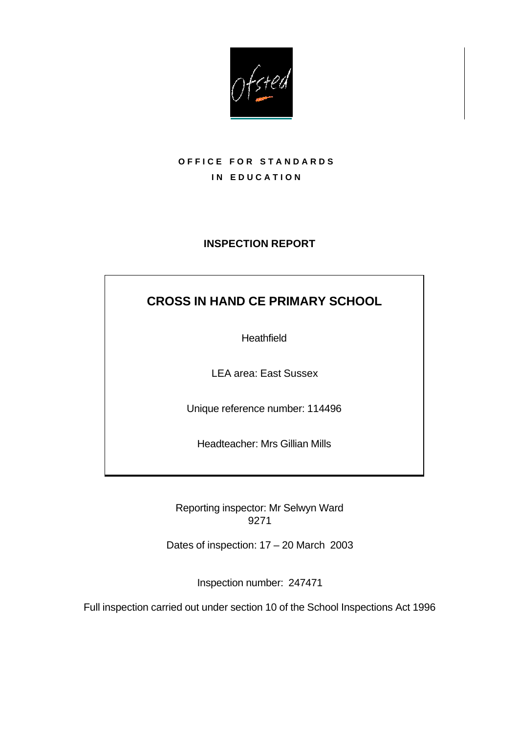**OFFICE FOR STANDARDS IN EDUCATION**

# INSPECTION REPORT

## CROSS IN HAND CE PRIMARY SCHOOL

Heathfield

LEA area: East Sussex

Unique reference number: 114496

Headteacher: Mrs Gillian Mills

Reporting inspector: Mr Selwyn Ward
9271

Dates of inspection: 17 – 20 March 2003

Inspection number: 247471

Full inspection carried out under section 10 of the School Inspections Act 1996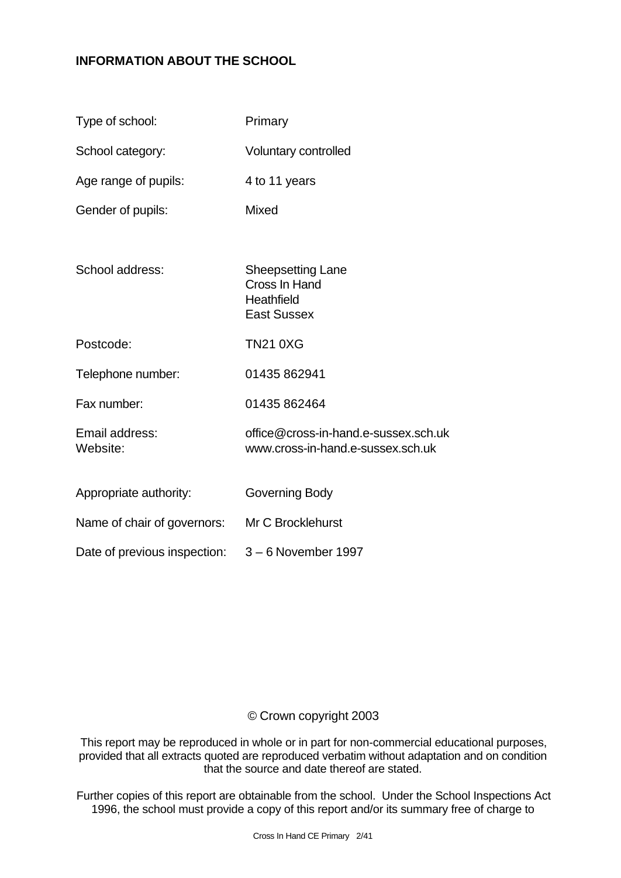## INFORMATION ABOUT THE SCHOOL

| | |
|---|---|
| Type of school: | Primary |
| School category: | Voluntary controlled |
| Age range of pupils: | 4 to 11 years |
| Gender of pupils: | Mixed |
| School address: | Sheepsetting Lane<br>Cross In Hand<br>Heathfield<br>East Sussex |
| Postcode: | TN21 0XG |
| Telephone number: | 01435 862941 |
| Fax number: | 01435 862464 |
| Email address: | office@cross-in-hand.e-sussex.sch.uk |
| Website: | www.cross-in-hand.e-sussex.sch.uk |
| Appropriate authority: | Governing Body |
| Name of chair of governors: | Mr C Brocklehurst |
| Date of previous inspection: | 3 – 6 November 1997 |

© Crown copyright 2003

This report may be reproduced in whole or in part for non-commercial educational purposes, provided that all extracts quoted are reproduced verbatim without adaptation and on condition that the source and date thereof are stated.

Further copies of this report are obtainable from the school. Under the School Inspections Act 1996, the school must provide a copy of this report and/or its summary free of charge to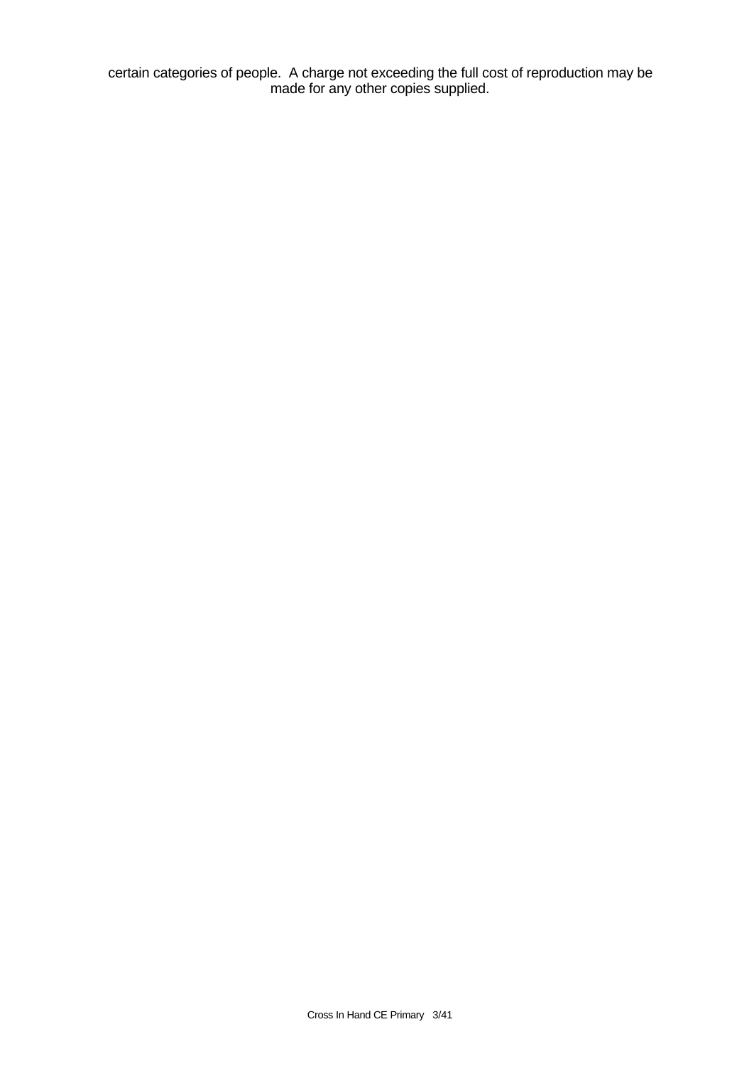certain categories of people. A charge not exceeding the full cost of reproduction may be made for any other copies supplied.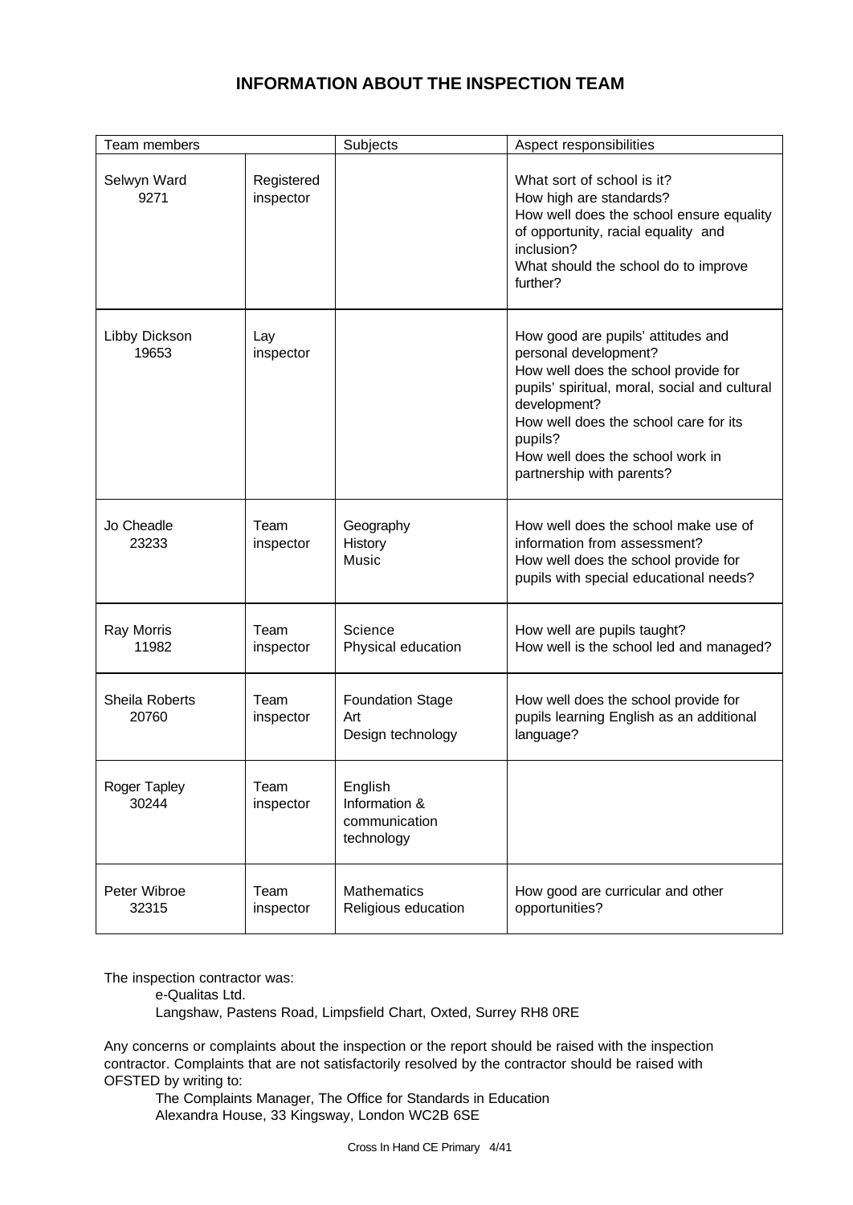# INFORMATION ABOUT THE INSPECTION TEAM

| Team members | | Subjects | Aspect responsibilities |
|---|---|---|---|
| Selwyn Ward 9271 | Registered inspector | | What sort of school is it?<br>How high are standards?<br>How well does the school ensure equality of opportunity, racial equality and inclusion?<br>What should the school do to improve further? |
| Libby Dickson 19653 | Lay inspector | | How good are pupils' attitudes and personal development?<br>How well does the school provide for pupils' spiritual, moral, social and cultural development?<br>How well does the school care for its pupils?<br>How well does the school work in partnership with parents? |
| Jo Cheadle 23233 | Team inspector | Geography<br>History<br>Music | How well does the school make use of information from assessment?<br>How well does the school provide for pupils with special educational needs? |
| Ray Morris 11982 | Team inspector | Science<br>Physical education | How well are pupils taught?<br>How well is the school led and managed? |
| Sheila Roberts 20760 | Team inspector | Foundation Stage<br>Art<br>Design technology | How well does the school provide for pupils learning English as an additional language? |
| Roger Tapley 30244 | Team inspector | English<br>Information & communication technology | |
| Peter Wibroe 32315 | Team inspector | Mathematics<br>Religious education | How good are curricular and other opportunities? |

The inspection contractor was:

e-Qualitas Ltd.
Langshaw, Pastens Road, Limpsfield Chart, Oxted, Surrey RH8 0RE

Any concerns or complaints about the inspection or the report should be raised with the inspection contractor. Complaints that are not satisfactorily resolved by the contractor should be raised with OFSTED by writing to:

The Complaints Manager, The Office for Standards in Education
Alexandra House, 33 Kingsway, London WC2B 6SE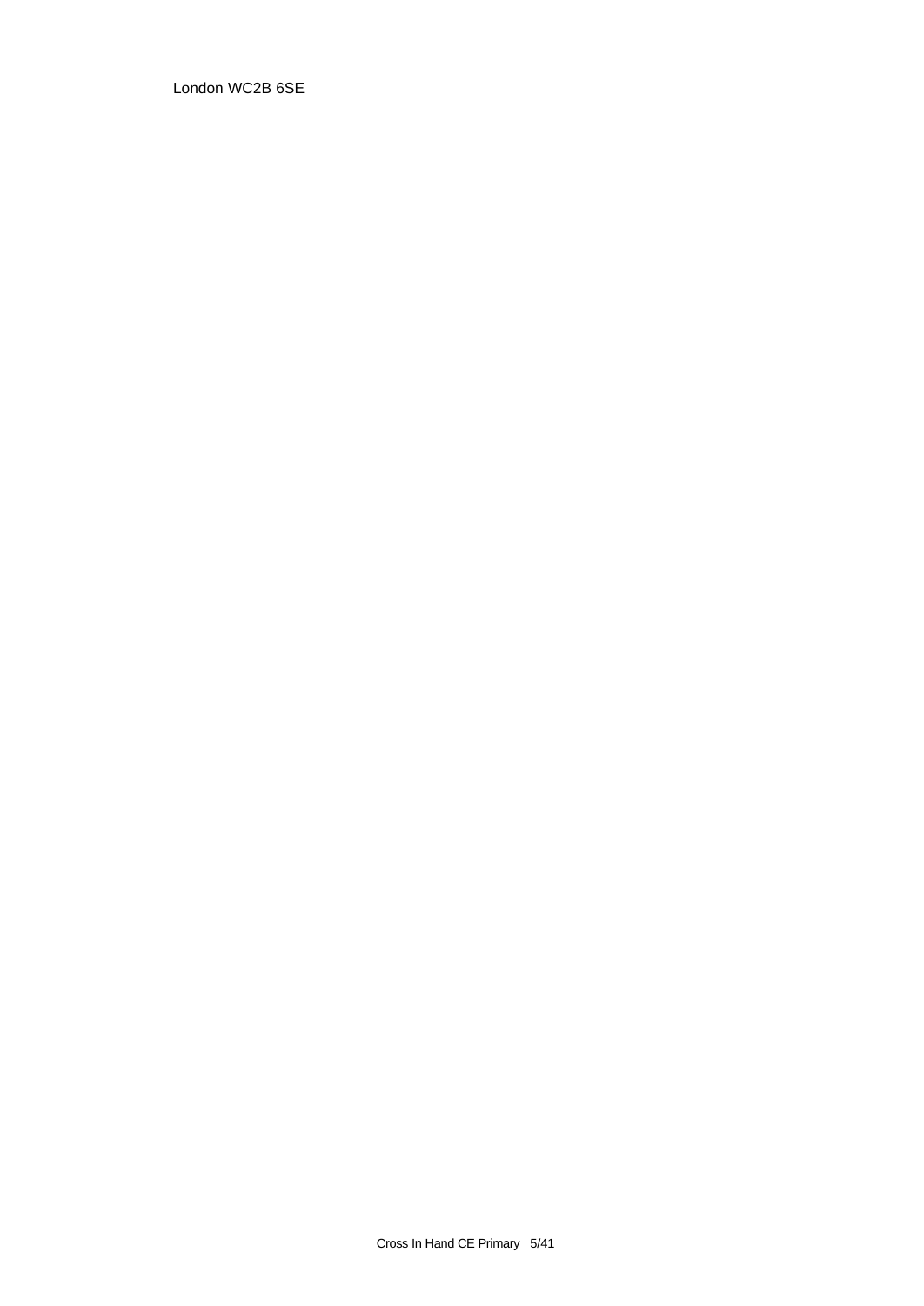London WC2B 6SE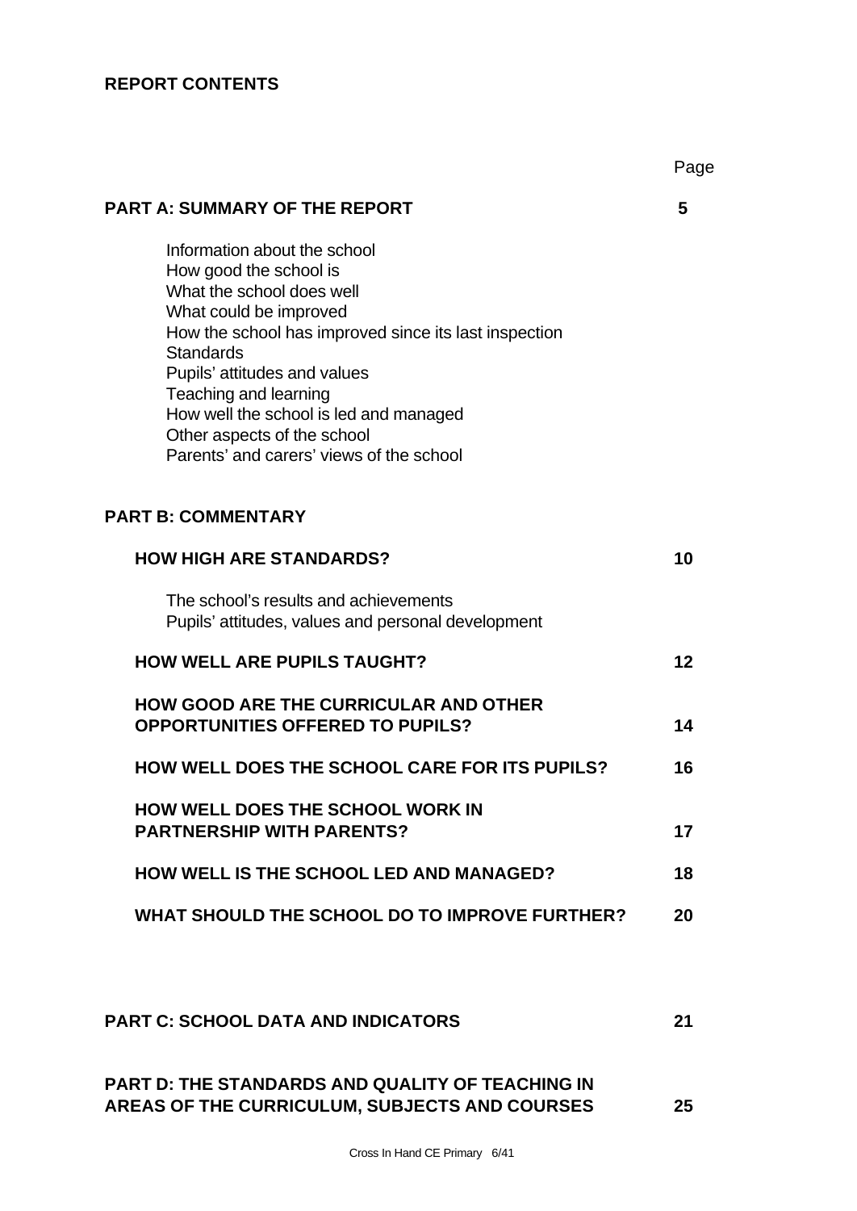## REPORT CONTENTS

| | Page |
|---|---|
| **PART A: SUMMARY OF THE REPORT** | **5** |
| Information about the school<br>How good the school is<br>What the school does well<br>What could be improved<br>How the school has improved since its last inspection<br>Standards<br>Pupils' attitudes and values<br>Teaching and learning<br>How well the school is led and managed<br>Other aspects of the school<br>Parents' and carers' views of the school | |
| **PART B: COMMENTARY** | |
| **HOW HIGH ARE STANDARDS?** | **10** |
| The school's results and achievements<br>Pupils' attitudes, values and personal development | |
| **HOW WELL ARE PUPILS TAUGHT?** | **12** |
| **HOW GOOD ARE THE CURRICULAR AND OTHER OPPORTUNITIES OFFERED TO PUPILS?** | **14** |
| **HOW WELL DOES THE SCHOOL CARE FOR ITS PUPILS?** | **16** |
| **HOW WELL DOES THE SCHOOL WORK IN PARTNERSHIP WITH PARENTS?** | **17** |
| **HOW WELL IS THE SCHOOL LED AND MANAGED?** | **18** |
| **WHAT SHOULD THE SCHOOL DO TO IMPROVE FURTHER?** | **20** |
| **PART C: SCHOOL DATA AND INDICATORS** | **21** |
| **PART D: THE STANDARDS AND QUALITY OF TEACHING IN AREAS OF THE CURRICULUM, SUBJECTS AND COURSES** | **25** |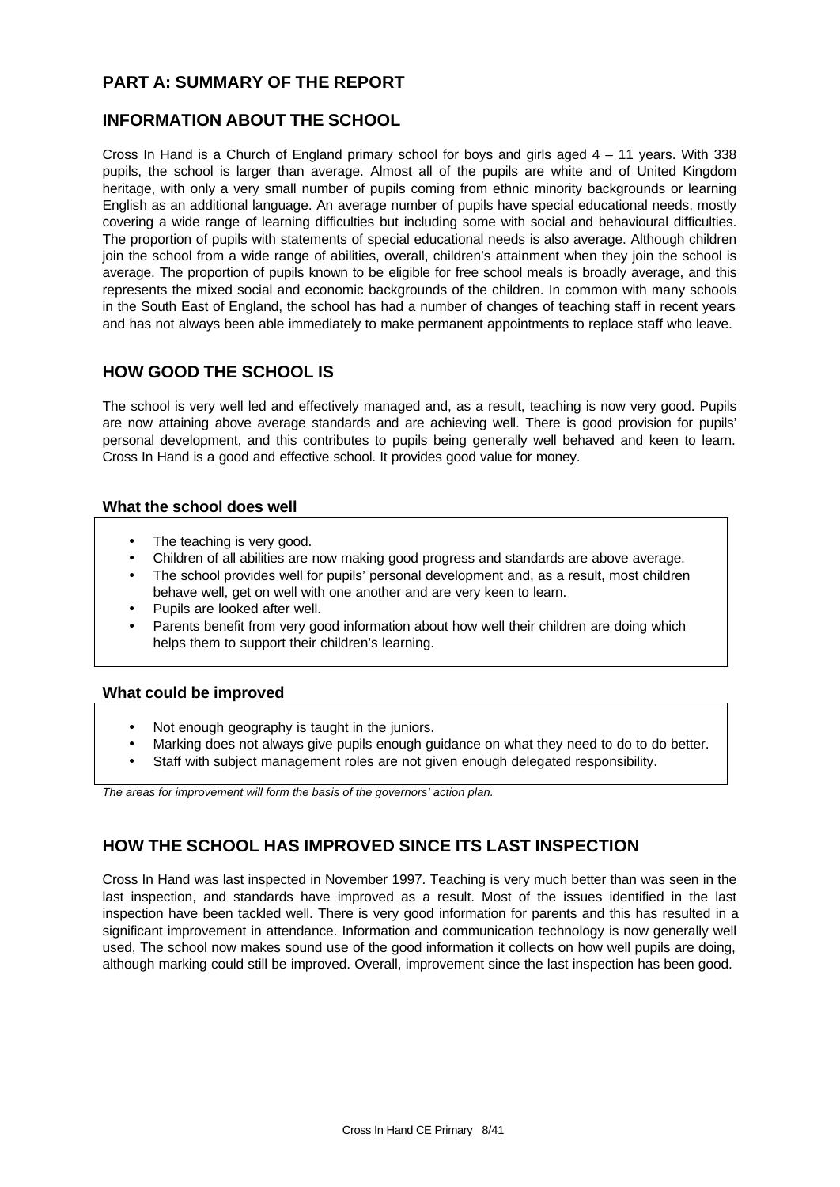## PART A: SUMMARY OF THE REPORT

## INFORMATION ABOUT THE SCHOOL

Cross In Hand is a Church of England primary school for boys and girls aged 4 – 11 years. With 338 pupils, the school is larger than average. Almost all of the pupils are white and of United Kingdom heritage, with only a very small number of pupils coming from ethnic minority backgrounds or learning English as an additional language. An average number of pupils have special educational needs, mostly covering a wide range of learning difficulties but including some with social and behavioural difficulties. The proportion of pupils with statements of special educational needs is also average. Although children join the school from a wide range of abilities, overall, children's attainment when they join the school is average. The proportion of pupils known to be eligible for free school meals is broadly average, and this represents the mixed social and economic backgrounds of the children. In common with many schools in the South East of England, the school has had a number of changes of teaching staff in recent years and has not always been able immediately to make permanent appointments to replace staff who leave.

## HOW GOOD THE SCHOOL IS

The school is very well led and effectively managed and, as a result, teaching is now very good. Pupils are now attaining above average standards and are achieving well. There is good provision for pupils' personal development, and this contributes to pupils being generally well behaved and keen to learn. Cross In Hand is a good and effective school. It provides good value for money.

### What the school does well

- The teaching is very good.
- Children of all abilities are now making good progress and standards are above average.
- The school provides well for pupils' personal development and, as a result, most children behave well, get on well with one another and are very keen to learn.
- Pupils are looked after well.
- Parents benefit from very good information about how well their children are doing which helps them to support their children's learning.

### What could be improved

- Not enough geography is taught in the juniors.
- Marking does not always give pupils enough guidance on what they need to do to do better.
- Staff with subject management roles are not given enough delegated responsibility.

*The areas for improvement will form the basis of the governors' action plan.*

## HOW THE SCHOOL HAS IMPROVED SINCE ITS LAST INSPECTION

Cross In Hand was last inspected in November 1997. Teaching is very much better than was seen in the last inspection, and standards have improved as a result. Most of the issues identified in the last inspection have been tackled well. There is very good information for parents and this has resulted in a significant improvement in attendance. Information and communication technology is now generally well used, The school now makes sound use of the good information it collects on how well pupils are doing, although marking could still be improved. Overall, improvement since the last inspection has been good.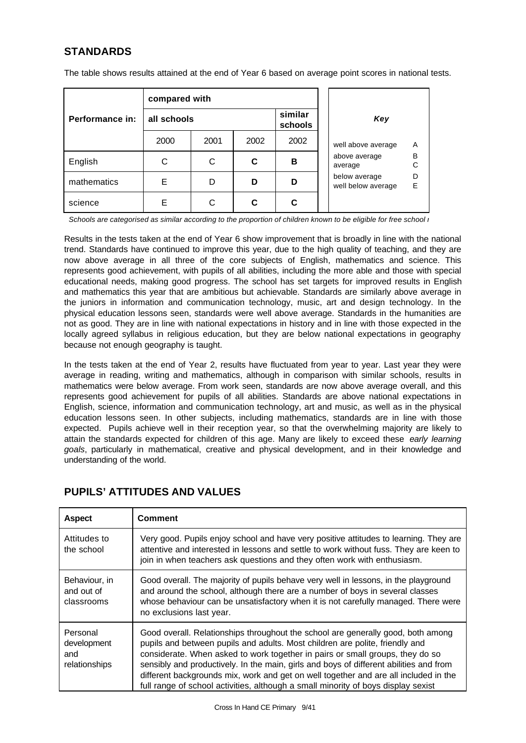## STANDARDS

The table shows results attained at the end of Year 6 based on average point scores in national tests.

| Performance in: | compared with | | | | Key | |
|---|---|---|---|---|---|---|
| | all schools | | | similar schools | | |
| | 2000 | 2001 | 2002 | 2002 | well above average | A |
| English | C | C | **C** | **B** | above average<br>average | B<br>C |
| mathematics | E | D | **D** | **D** | below average<br>well below average | D<br>E |
| science | E | C | **C** | **C** | | |

*Schools are categorised as similar according to the proportion of children known to be eligible for free school r*

Results in the tests taken at the end of Year 6 show improvement that is broadly in line with the national trend. Standards have continued to improve this year, due to the high quality of teaching, and they are now above average in all three of the core subjects of English, mathematics and science. This represents good achievement, with pupils of all abilities, including the more able and those with special educational needs, making good progress. The school has set targets for improved results in English and mathematics this year that are ambitious but achievable. Standards are similarly above average in the juniors in information and communication technology, music, art and design technology. In the physical education lessons seen, standards were well above average. Standards in the humanities are not as good. They are in line with national expectations in history and in line with those expected in the locally agreed syllabus in religious education, but they are below national expectations in geography because not enough geography is taught.

In the tests taken at the end of Year 2, results have fluctuated from year to year. Last year they were average in reading, writing and mathematics, although in comparison with similar schools, results in mathematics were below average. From work seen, standards are now above average overall, and this represents good achievement for pupils of all abilities. Standards are above national expectations in English, science, information and communication technology, art and music, as well as in the physical education lessons seen. In other subjects, including mathematics, standards are in line with those expected. Pupils achieve well in their reception year, so that the overwhelming majority are likely to attain the standards expected for children of this age. Many are likely to exceed these *early learning goals*, particularly in mathematical, creative and physical development, and in their knowledge and understanding of the world.

## PUPILS' ATTITUDES AND VALUES

| Aspect | Comment |
|---|---|
| Attitudes to the school | Very good. Pupils enjoy school and have very positive attitudes to learning. They are attentive and interested in lessons and settle to work without fuss. They are keen to join in when teachers ask questions and they often work with enthusiasm. |
| Behaviour, in and out of classrooms | Good overall. The majority of pupils behave very well in lessons, in the playground and around the school, although there are a number of boys in several classes whose behaviour can be unsatisfactory when it is not carefully managed. There were no exclusions last year. |
| Personal development and relationships | Good overall. Relationships throughout the school are generally good, both among pupils and between pupils and adults. Most children are polite, friendly and considerate. When asked to work together in pairs or small groups, they do so sensibly and productively. In the main, girls and boys of different abilities and from different backgrounds mix, work and get on well together and are all included in the full range of school activities, although a small minority of boys display sexist |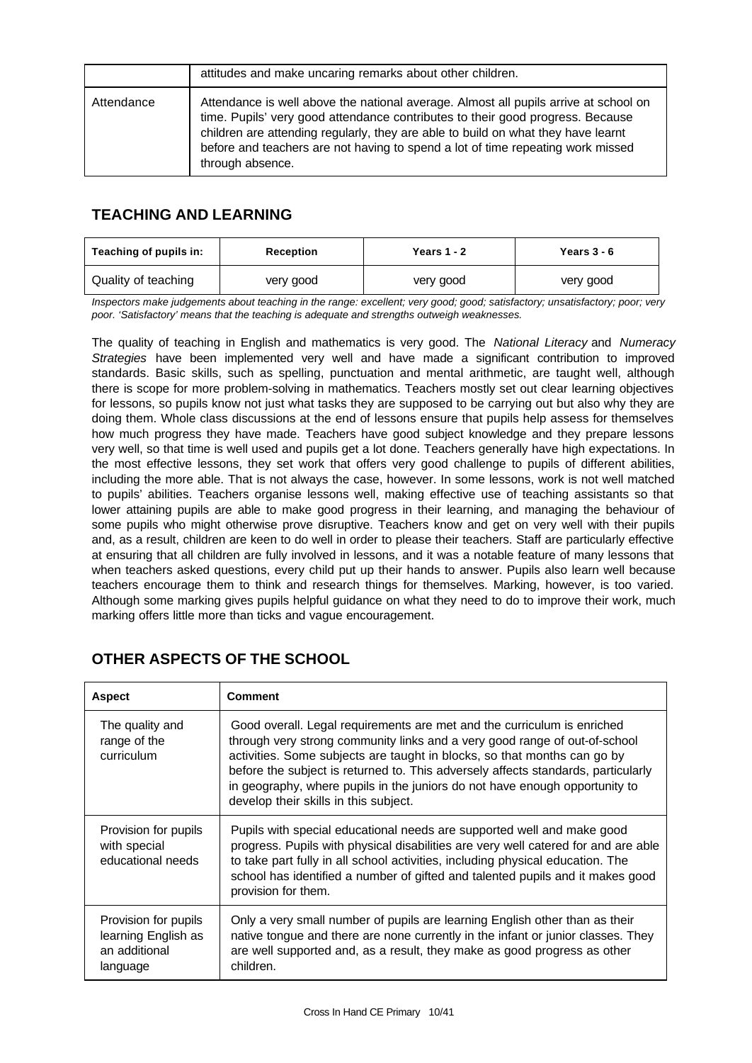| | |
|---|---|
| | attitudes and make uncaring remarks about other children. |
| Attendance | Attendance is well above the national average. Almost all pupils arrive at school on time. Pupils' very good attendance contributes to their good progress. Because children are attending regularly, they are able to build on what they have learnt before and teachers are not having to spend a lot of time repeating work missed through absence. |

## TEACHING AND LEARNING

| Teaching of pupils in: | Reception | Years 1 - 2 | Years 3 - 6 |
|---|---|---|---|
| Quality of teaching | very good | very good | very good |

*Inspectors make judgements about teaching in the range: excellent; very good; good; satisfactory; unsatisfactory; poor; very poor. 'Satisfactory' means that the teaching is adequate and strengths outweigh weaknesses.*

The quality of teaching in English and mathematics is very good. The *National Literacy* and *Numeracy Strategies* have been implemented very well and have made a significant contribution to improved standards. Basic skills, such as spelling, punctuation and mental arithmetic, are taught well, although there is scope for more problem-solving in mathematics. Teachers mostly set out clear learning objectives for lessons, so pupils know not just what tasks they are supposed to be carrying out but also why they are doing them. Whole class discussions at the end of lessons ensure that pupils help assess for themselves how much progress they have made. Teachers have good subject knowledge and they prepare lessons very well, so that time is well used and pupils get a lot done. Teachers generally have high expectations. In the most effective lessons, they set work that offers very good challenge to pupils of different abilities, including the more able. That is not always the case, however. In some lessons, work is not well matched to pupils' abilities. Teachers organise lessons well, making effective use of teaching assistants so that lower attaining pupils are able to make good progress in their learning, and managing the behaviour of some pupils who might otherwise prove disruptive. Teachers know and get on very well with their pupils and, as a result, children are keen to do well in order to please their teachers. Staff are particularly effective at ensuring that all children are fully involved in lessons, and it was a notable feature of many lessons that when teachers asked questions, every child put up their hands to answer. Pupils also learn well because teachers encourage them to think and research things for themselves. Marking, however, is too varied. Although some marking gives pupils helpful guidance on what they need to do to improve their work, much marking offers little more than ticks and vague encouragement.

## OTHER ASPECTS OF THE SCHOOL

| Aspect | Comment |
|---|---|
| The quality and range of the curriculum | Good overall. Legal requirements are met and the curriculum is enriched through very strong community links and a very good range of out-of-school activities. Some subjects are taught in blocks, so that months can go by before the subject is returned to. This adversely affects standards, particularly in geography, where pupils in the juniors do not have enough opportunity to develop their skills in this subject. |
| Provision for pupils with special educational needs | Pupils with special educational needs are supported well and make good progress. Pupils with physical disabilities are very well catered for and are able to take part fully in all school activities, including physical education. The school has identified a number of gifted and talented pupils and it makes good provision for them. |
| Provision for pupils learning English as an additional language | Only a very small number of pupils are learning English other than as their native tongue and there are none currently in the infant or junior classes. They are well supported and, as a result, they make as good progress as other children. |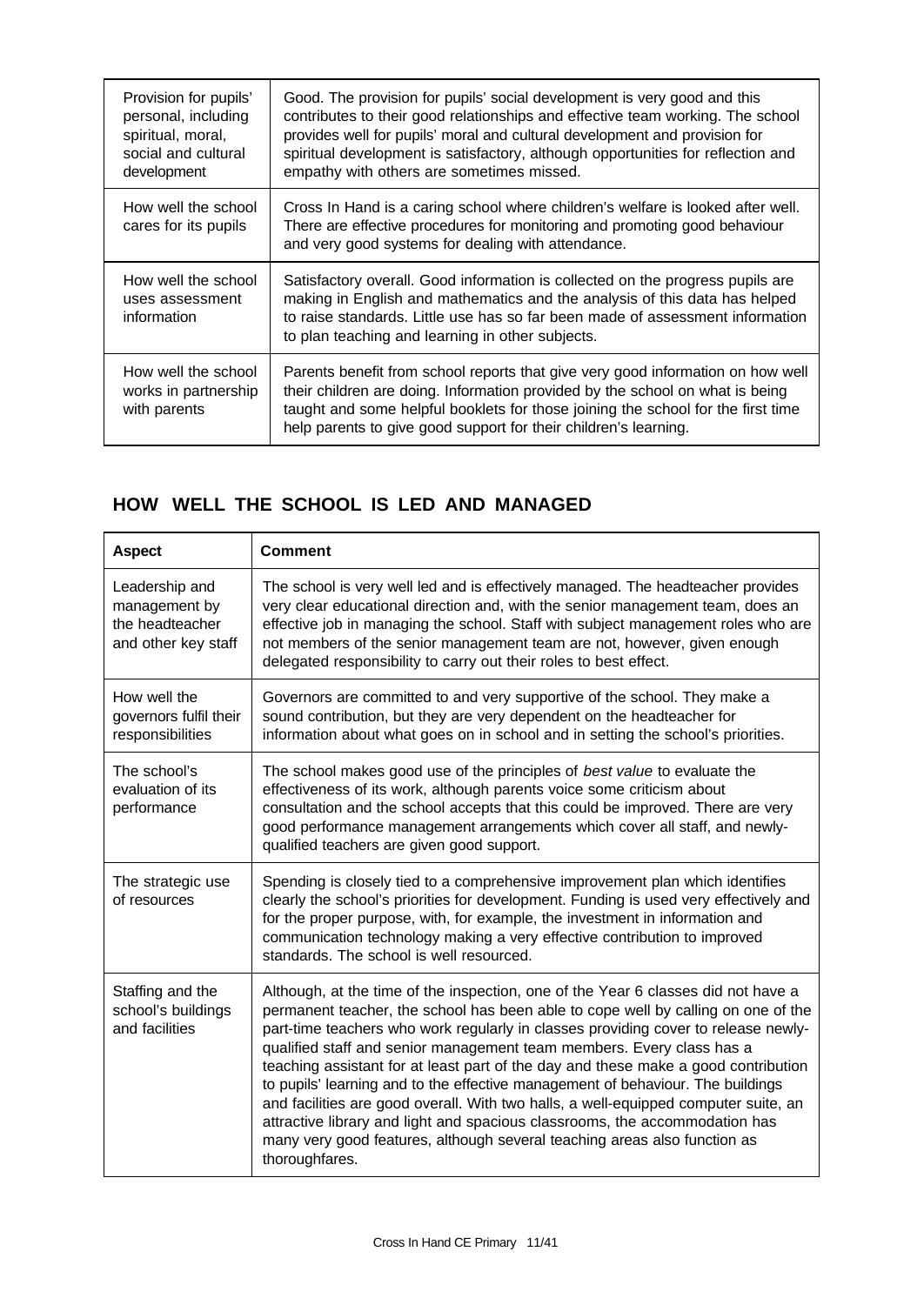| | |
|---|---|
| Provision for pupils' personal, including spiritual, moral, social and cultural development | Good. The provision for pupils' social development is very good and this contributes to their good relationships and effective team working. The school provides well for pupils' moral and cultural development and provision for spiritual development is satisfactory, although opportunities for reflection and empathy with others are sometimes missed. |
| How well the school cares for its pupils | Cross In Hand is a caring school where children's welfare is looked after well. There are effective procedures for monitoring and promoting good behaviour and very good systems for dealing with attendance. |
| How well the school uses assessment information | Satisfactory overall. Good information is collected on the progress pupils are making in English and mathematics and the analysis of this data has helped to raise standards. Little use has so far been made of assessment information to plan teaching and learning in other subjects. |
| How well the school works in partnership with parents | Parents benefit from school reports that give very good information on how well their children are doing. Information provided by the school on what is being taught and some helpful booklets for those joining the school for the first time help parents to give good support for their children's learning. |

## HOW WELL THE SCHOOL IS LED AND MANAGED

| **Aspect** | **Comment** |
|---|---|
| Leadership and management by the headteacher and other key staff | The school is very well led and is effectively managed. The headteacher provides very clear educational direction and, with the senior management team, does an effective job in managing the school. Staff with subject management roles who are not members of the senior management team are not, however, given enough delegated responsibility to carry out their roles to best effect. |
| How well the governors fulfil their responsibilities | Governors are committed to and very supportive of the school. They make a sound contribution, but they are very dependent on the headteacher for information about what goes on in school and in setting the school's priorities. |
| The school's evaluation of its performance | The school makes good use of the principles of *best value* to evaluate the effectiveness of its work, although parents voice some criticism about consultation and the school accepts that this could be improved. There are very good performance management arrangements which cover all staff, and newly-qualified teachers are given good support. |
| The strategic use of resources | Spending is closely tied to a comprehensive improvement plan which identifies clearly the school's priorities for development. Funding is used very effectively and for the proper purpose, with, for example, the investment in information and communication technology making a very effective contribution to improved standards. The school is well resourced. |
| Staffing and the school's buildings and facilities | Although, at the time of the inspection, one of the Year 6 classes did not have a permanent teacher, the school has been able to cope well by calling on one of the part-time teachers who work regularly in classes providing cover to release newly-qualified staff and senior management team members. Every class has a teaching assistant for at least part of the day and these make a good contribution to pupils' learning and to the effective management of behaviour. The buildings and facilities are good overall. With two halls, a well-equipped computer suite, an attractive library and light and spacious classrooms, the accommodation has many very good features, although several teaching areas also function as thoroughfares. |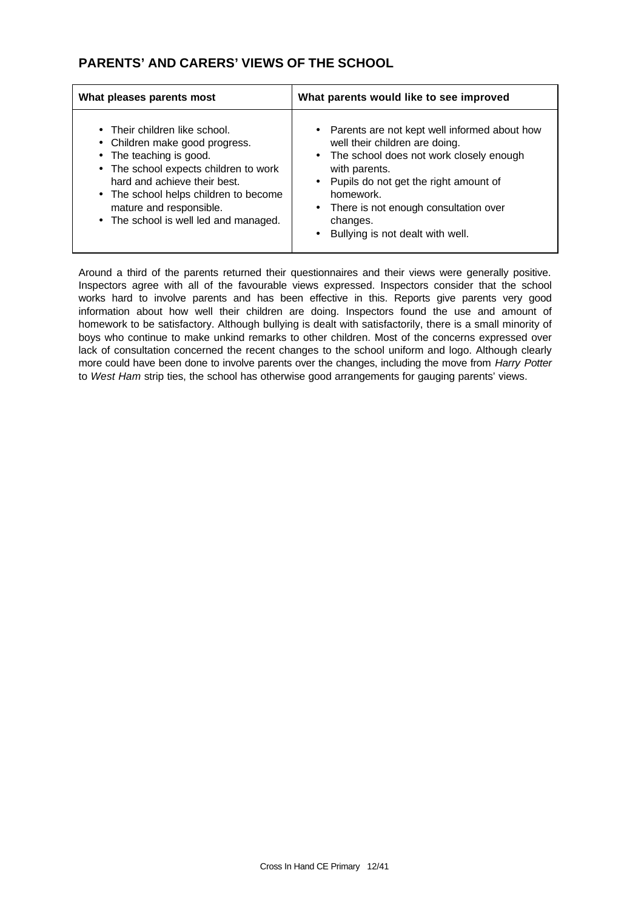## PARENTS' AND CARERS' VIEWS OF THE SCHOOL

| What pleases parents most | What parents would like to see improved |
| --- | --- |
| • Their children like school.<br>• Children make good progress.<br>• The teaching is good.<br>• The school expects children to work hard and achieve their best.<br>• The school helps children to become mature and responsible.<br>• The school is well led and managed. | • Parents are not kept well informed about how well their children are doing.<br>• The school does not work closely enough with parents.<br>• Pupils do not get the right amount of homework.<br>• There is not enough consultation over changes.<br>• Bullying is not dealt with well. |

Around a third of the parents returned their questionnaires and their views were generally positive. Inspectors agree with all of the favourable views expressed. Inspectors consider that the school works hard to involve parents and has been effective in this. Reports give parents very good information about how well their children are doing. Inspectors found the use and amount of homework to be satisfactory. Although bullying is dealt with satisfactorily, there is a small minority of boys who continue to make unkind remarks to other children. Most of the concerns expressed over lack of consultation concerned the recent changes to the school uniform and logo. Although clearly more could have been done to involve parents over the changes, including the move from *Harry Potter* to *West Ham* strip ties, the school has otherwise good arrangements for gauging parents' views.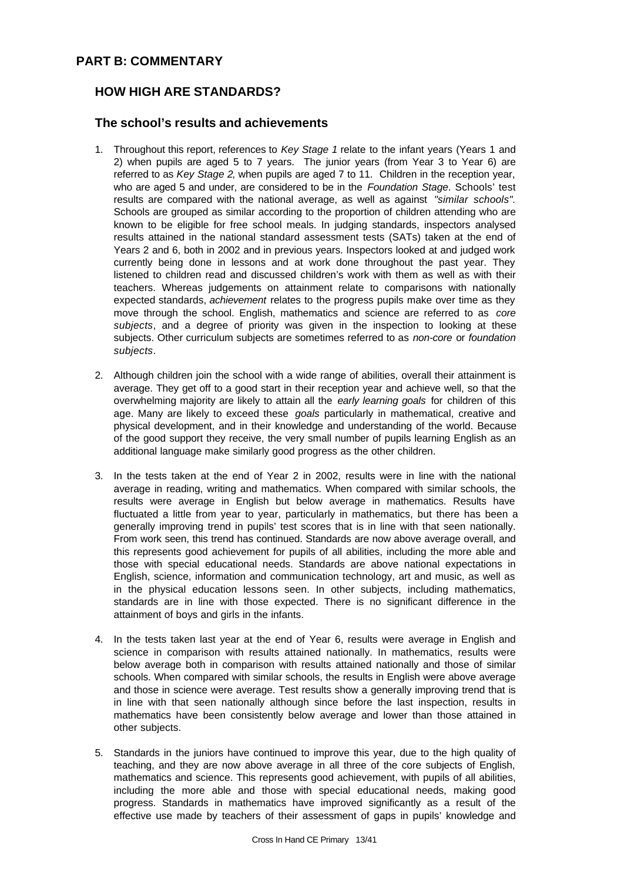## PART B: COMMENTARY

### HOW HIGH ARE STANDARDS?

### The school's results and achievements

1. Throughout this report, references to *Key Stage 1* relate to the infant years (Years 1 and 2) when pupils are aged 5 to 7 years. The junior years (from Year 3 to Year 6) are referred to as *Key Stage 2*, when pupils are aged 7 to 11. Children in the reception year, who are aged 5 and under, are considered to be in the *Foundation Stage*. Schools' test results are compared with the national average, as well as against *"similar schools".* Schools are grouped as similar according to the proportion of children attending who are known to be eligible for free school meals. In judging standards, inspectors analysed results attained in the national standard assessment tests (SATs) taken at the end of Years 2 and 6, both in 2002 and in previous years. Inspectors looked at and judged work currently being done in lessons and at work done throughout the past year. They listened to children read and discussed children's work with them as well as with their teachers. Whereas judgements on attainment relate to comparisons with nationally expected standards, *achievement* relates to the progress pupils make over time as they move through the school. English, mathematics and science are referred to as *core subjects*, and a degree of priority was given in the inspection to looking at these subjects. Other curriculum subjects are sometimes referred to as *non-core* or *foundation subjects*.

2. Although children join the school with a wide range of abilities, overall their attainment is average. They get off to a good start in their reception year and achieve well, so that the overwhelming majority are likely to attain all the *early learning goals* for children of this age. Many are likely to exceed these *goals* particularly in mathematical, creative and physical development, and in their knowledge and understanding of the world. Because of the good support they receive, the very small number of pupils learning English as an additional language make similarly good progress as the other children.

3. In the tests taken at the end of Year 2 in 2002, results were in line with the national average in reading, writing and mathematics. When compared with similar schools, the results were average in English but below average in mathematics. Results have fluctuated a little from year to year, particularly in mathematics, but there has been a generally improving trend in pupils' test scores that is in line with that seen nationally. From work seen, this trend has continued. Standards are now above average overall, and this represents good achievement for pupils of all abilities, including the more able and those with special educational needs. Standards are above national expectations in English, science, information and communication technology, art and music, as well as in the physical education lessons seen. In other subjects, including mathematics, standards are in line with those expected. There is no significant difference in the attainment of boys and girls in the infants.

4. In the tests taken last year at the end of Year 6, results were average in English and science in comparison with results attained nationally. In mathematics, results were below average both in comparison with results attained nationally and those of similar schools. When compared with similar schools, the results in English were above average and those in science were average. Test results show a generally improving trend that is in line with that seen nationally although since before the last inspection, results in mathematics have been consistently below average and lower than those attained in other subjects.

5. Standards in the juniors have continued to improve this year, due to the high quality of teaching, and they are now above average in all three of the core subjects of English, mathematics and science. This represents good achievement, with pupils of all abilities, including the more able and those with special educational needs, making good progress. Standards in mathematics have improved significantly as a result of the effective use made by teachers of their assessment of gaps in pupils' knowledge and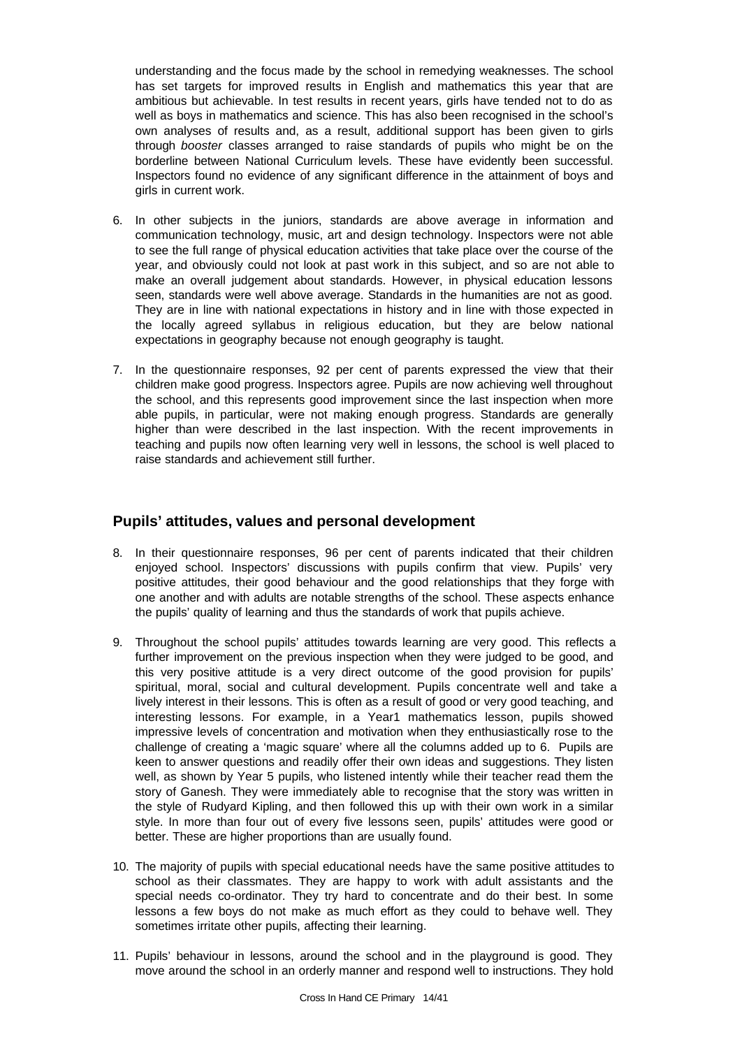understanding and the focus made by the school in remedying weaknesses. The school has set targets for improved results in English and mathematics this year that are ambitious but achievable. In test results in recent years, girls have tended not to do as well as boys in mathematics and science. This has also been recognised in the school's own analyses of results and, as a result, additional support has been given to girls through *booster* classes arranged to raise standards of pupils who might be on the borderline between National Curriculum levels. These have evidently been successful. Inspectors found no evidence of any significant difference in the attainment of boys and girls in current work.

6. In other subjects in the juniors, standards are above average in information and communication technology, music, art and design technology. Inspectors were not able to see the full range of physical education activities that take place over the course of the year, and obviously could not look at past work in this subject, and so are not able to make an overall judgement about standards. However, in physical education lessons seen, standards were well above average. Standards in the humanities are not as good. They are in line with national expectations in history and in line with those expected in the locally agreed syllabus in religious education, but they are below national expectations in geography because not enough geography is taught.

7. In the questionnaire responses, 92 per cent of parents expressed the view that their children make good progress. Inspectors agree. Pupils are now achieving well throughout the school, and this represents good improvement since the last inspection when more able pupils, in particular, were not making enough progress. Standards are generally higher than were described in the last inspection. With the recent improvements in teaching and pupils now often learning very well in lessons, the school is well placed to raise standards and achievement still further.

## Pupils' attitudes, values and personal development

8. In their questionnaire responses, 96 per cent of parents indicated that their children enjoyed school. Inspectors' discussions with pupils confirm that view. Pupils' very positive attitudes, their good behaviour and the good relationships that they forge with one another and with adults are notable strengths of the school. These aspects enhance the pupils' quality of learning and thus the standards of work that pupils achieve.

9. Throughout the school pupils' attitudes towards learning are very good. This reflects a further improvement on the previous inspection when they were judged to be good, and this very positive attitude is a very direct outcome of the good provision for pupils' spiritual, moral, social and cultural development. Pupils concentrate well and take a lively interest in their lessons. This is often as a result of good or very good teaching, and interesting lessons. For example, in a Year1 mathematics lesson, pupils showed impressive levels of concentration and motivation when they enthusiastically rose to the challenge of creating a 'magic square' where all the columns added up to 6. Pupils are keen to answer questions and readily offer their own ideas and suggestions. They listen well, as shown by Year 5 pupils, who listened intently while their teacher read them the story of Ganesh. They were immediately able to recognise that the story was written in the style of Rudyard Kipling, and then followed this up with their own work in a similar style. In more than four out of every five lessons seen, pupils' attitudes were good or better. These are higher proportions than are usually found.

10. The majority of pupils with special educational needs have the same positive attitudes to school as their classmates. They are happy to work with adult assistants and the special needs co-ordinator. They try hard to concentrate and do their best. In some lessons a few boys do not make as much effort as they could to behave well. They sometimes irritate other pupils, affecting their learning.

11. Pupils' behaviour in lessons, around the school and in the playground is good. They move around the school in an orderly manner and respond well to instructions. They hold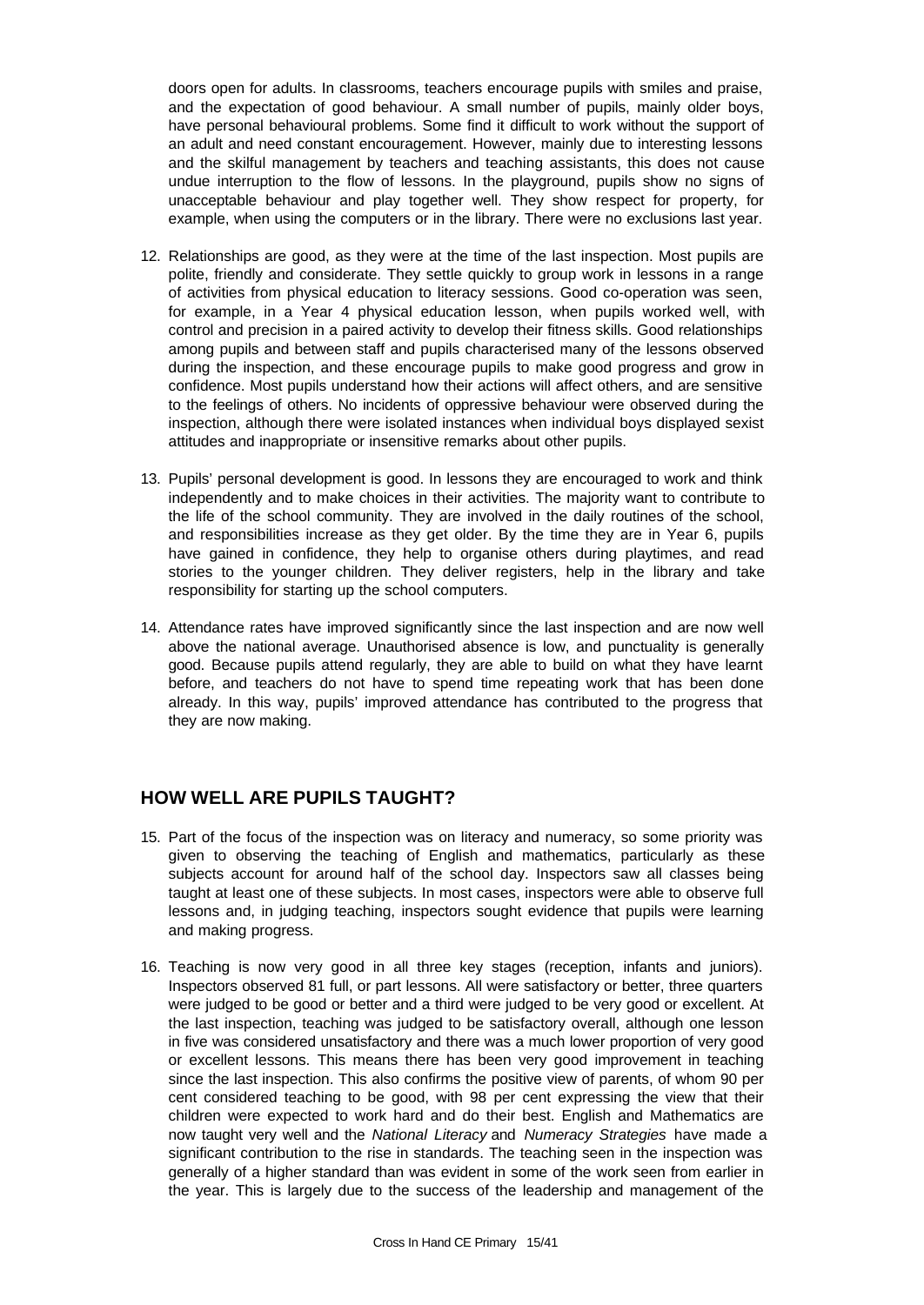doors open for adults. In classrooms, teachers encourage pupils with smiles and praise, and the expectation of good behaviour. A small number of pupils, mainly older boys, have personal behavioural problems. Some find it difficult to work without the support of an adult and need constant encouragement. However, mainly due to interesting lessons and the skilful management by teachers and teaching assistants, this does not cause undue interruption to the flow of lessons. In the playground, pupils show no signs of unacceptable behaviour and play together well. They show respect for property, for example, when using the computers or in the library. There were no exclusions last year.

12. Relationships are good, as they were at the time of the last inspection. Most pupils are polite, friendly and considerate. They settle quickly to group work in lessons in a range of activities from physical education to literacy sessions. Good co-operation was seen, for example, in a Year 4 physical education lesson, when pupils worked well, with control and precision in a paired activity to develop their fitness skills. Good relationships among pupils and between staff and pupils characterised many of the lessons observed during the inspection, and these encourage pupils to make good progress and grow in confidence. Most pupils understand how their actions will affect others, and are sensitive to the feelings of others. No incidents of oppressive behaviour were observed during the inspection, although there were isolated instances when individual boys displayed sexist attitudes and inappropriate or insensitive remarks about other pupils.

13. Pupils' personal development is good. In lessons they are encouraged to work and think independently and to make choices in their activities. The majority want to contribute to the life of the school community. They are involved in the daily routines of the school, and responsibilities increase as they get older. By the time they are in Year 6, pupils have gained in confidence, they help to organise others during playtimes, and read stories to the younger children. They deliver registers, help in the library and take responsibility for starting up the school computers.

14. Attendance rates have improved significantly since the last inspection and are now well above the national average. Unauthorised absence is low, and punctuality is generally good. Because pupils attend regularly, they are able to build on what they have learnt before, and teachers do not have to spend time repeating work that has been done already. In this way, pupils' improved attendance has contributed to the progress that they are now making.

## HOW WELL ARE PUPILS TAUGHT?

15. Part of the focus of the inspection was on literacy and numeracy, so some priority was given to observing the teaching of English and mathematics, particularly as these subjects account for around half of the school day. Inspectors saw all classes being taught at least one of these subjects. In most cases, inspectors were able to observe full lessons and, in judging teaching, inspectors sought evidence that pupils were learning and making progress.

16. Teaching is now very good in all three key stages (reception, infants and juniors). Inspectors observed 81 full, or part lessons. All were satisfactory or better, three quarters were judged to be good or better and a third were judged to be very good or excellent. At the last inspection, teaching was judged to be satisfactory overall, although one lesson in five was considered unsatisfactory and there was a much lower proportion of very good or excellent lessons. This means there has been very good improvement in teaching since the last inspection. This also confirms the positive view of parents, of whom 90 per cent considered teaching to be good, with 98 per cent expressing the view that their children were expected to work hard and do their best. English and Mathematics are now taught very well and the *National Literacy* and *Numeracy Strategies* have made a significant contribution to the rise in standards. The teaching seen in the inspection was generally of a higher standard than was evident in some of the work seen from earlier in the year. This is largely due to the success of the leadership and management of the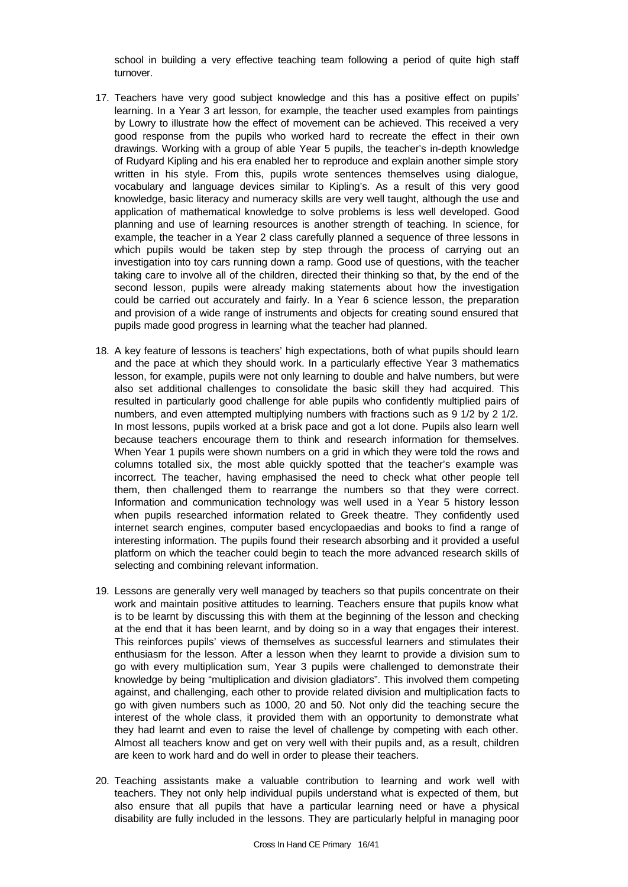school in building a very effective teaching team following a period of quite high staff turnover.

17. Teachers have very good subject knowledge and this has a positive effect on pupils' learning. In a Year 3 art lesson, for example, the teacher used examples from paintings by Lowry to illustrate how the effect of movement can be achieved. This received a very good response from the pupils who worked hard to recreate the effect in their own drawings. Working with a group of able Year 5 pupils, the teacher's in-depth knowledge of Rudyard Kipling and his era enabled her to reproduce and explain another simple story written in his style. From this, pupils wrote sentences themselves using dialogue, vocabulary and language devices similar to Kipling's. As a result of this very good knowledge, basic literacy and numeracy skills are very well taught, although the use and application of mathematical knowledge to solve problems is less well developed. Good planning and use of learning resources is another strength of teaching. In science, for example, the teacher in a Year 2 class carefully planned a sequence of three lessons in which pupils would be taken step by step through the process of carrying out an investigation into toy cars running down a ramp. Good use of questions, with the teacher taking care to involve all of the children, directed their thinking so that, by the end of the second lesson, pupils were already making statements about how the investigation could be carried out accurately and fairly. In a Year 6 science lesson, the preparation and provision of a wide range of instruments and objects for creating sound ensured that pupils made good progress in learning what the teacher had planned.

18. A key feature of lessons is teachers' high expectations, both of what pupils should learn and the pace at which they should work. In a particularly effective Year 3 mathematics lesson, for example, pupils were not only learning to double and halve numbers, but were also set additional challenges to consolidate the basic skill they had acquired. This resulted in particularly good challenge for able pupils who confidently multiplied pairs of numbers, and even attempted multiplying numbers with fractions such as 9 1/2 by 2 1/2. In most lessons, pupils worked at a brisk pace and got a lot done. Pupils also learn well because teachers encourage them to think and research information for themselves. When Year 1 pupils were shown numbers on a grid in which they were told the rows and columns totalled six, the most able quickly spotted that the teacher's example was incorrect. The teacher, having emphasised the need to check what other people tell them, then challenged them to rearrange the numbers so that they were correct. Information and communication technology was well used in a Year 5 history lesson when pupils researched information related to Greek theatre. They confidently used internet search engines, computer based encyclopaedias and books to find a range of interesting information. The pupils found their research absorbing and it provided a useful platform on which the teacher could begin to teach the more advanced research skills of selecting and combining relevant information.

19. Lessons are generally very well managed by teachers so that pupils concentrate on their work and maintain positive attitudes to learning. Teachers ensure that pupils know what is to be learnt by discussing this with them at the beginning of the lesson and checking at the end that it has been learnt, and by doing so in a way that engages their interest. This reinforces pupils' views of themselves as successful learners and stimulates their enthusiasm for the lesson. After a lesson when they learnt to provide a division sum to go with every multiplication sum, Year 3 pupils were challenged to demonstrate their knowledge by being "multiplication and division gladiators". This involved them competing against, and challenging, each other to provide related division and multiplication facts to go with given numbers such as 1000, 20 and 50. Not only did the teaching secure the interest of the whole class, it provided them with an opportunity to demonstrate what they had learnt and even to raise the level of challenge by competing with each other. Almost all teachers know and get on very well with their pupils and, as a result, children are keen to work hard and do well in order to please their teachers.

20. Teaching assistants make a valuable contribution to learning and work well with teachers. They not only help individual pupils understand what is expected of them, but also ensure that all pupils that have a particular learning need or have a physical disability are fully included in the lessons. They are particularly helpful in managing poor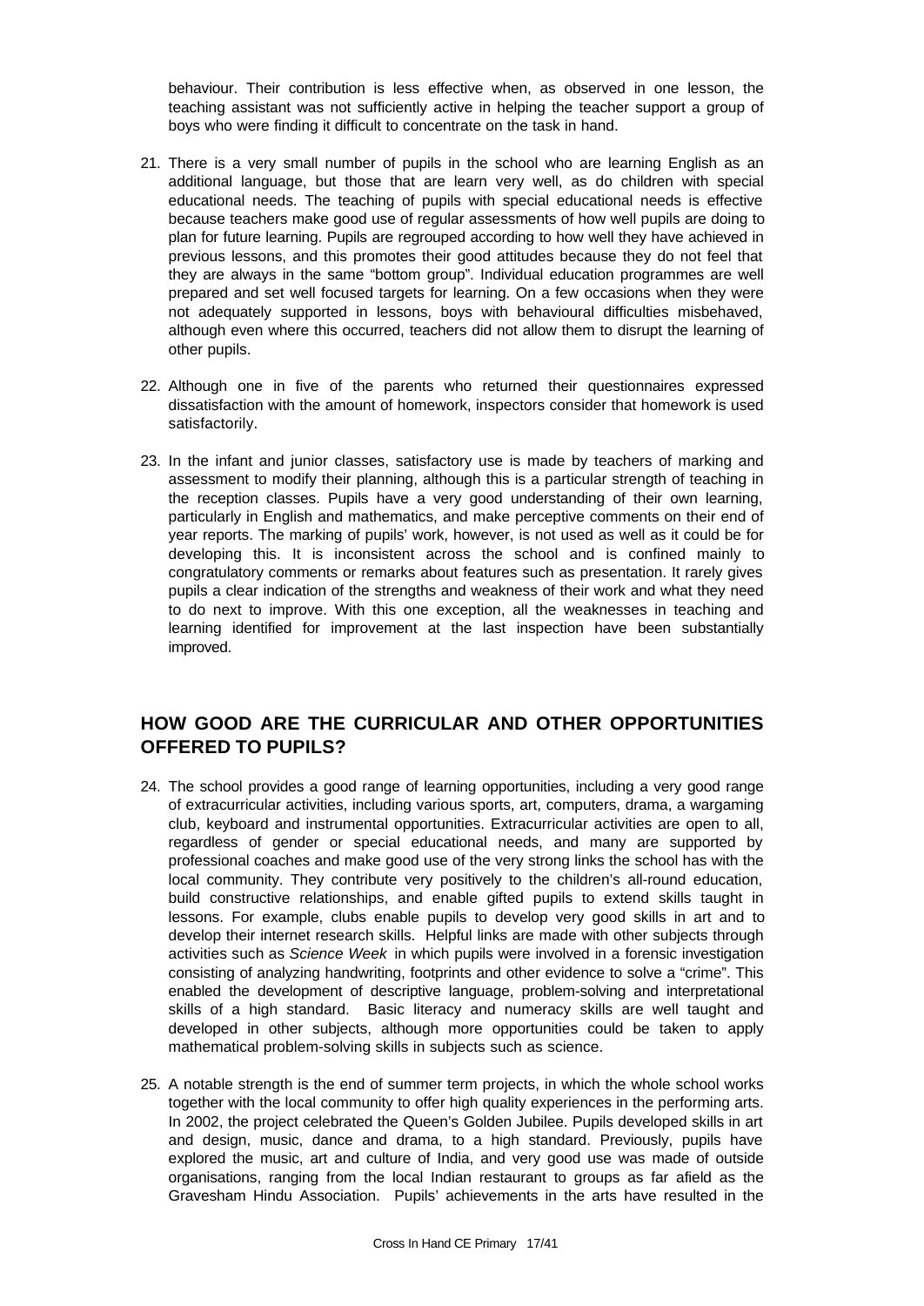behaviour. Their contribution is less effective when, as observed in one lesson, the teaching assistant was not sufficiently active in helping the teacher support a group of boys who were finding it difficult to concentrate on the task in hand.

21. There is a very small number of pupils in the school who are learning English as an additional language, but those that are learn very well, as do children with special educational needs. The teaching of pupils with special educational needs is effective because teachers make good use of regular assessments of how well pupils are doing to plan for future learning. Pupils are regrouped according to how well they have achieved in previous lessons, and this promotes their good attitudes because they do not feel that they are always in the same "bottom group". Individual education programmes are well prepared and set well focused targets for learning. On a few occasions when they were not adequately supported in lessons, boys with behavioural difficulties misbehaved, although even where this occurred, teachers did not allow them to disrupt the learning of other pupils.

22. Although one in five of the parents who returned their questionnaires expressed dissatisfaction with the amount of homework, inspectors consider that homework is used satisfactorily.

23. In the infant and junior classes, satisfactory use is made by teachers of marking and assessment to modify their planning, although this is a particular strength of teaching in the reception classes. Pupils have a very good understanding of their own learning, particularly in English and mathematics, and make perceptive comments on their end of year reports. The marking of pupils' work, however, is not used as well as it could be for developing this. It is inconsistent across the school and is confined mainly to congratulatory comments or remarks about features such as presentation. It rarely gives pupils a clear indication of the strengths and weakness of their work and what they need to do next to improve. With this one exception, all the weaknesses in teaching and learning identified for improvement at the last inspection have been substantially improved.

## HOW GOOD ARE THE CURRICULAR AND OTHER OPPORTUNITIES OFFERED TO PUPILS?

24. The school provides a good range of learning opportunities, including a very good range of extracurricular activities, including various sports, art, computers, drama, a wargaming club, keyboard and instrumental opportunities. Extracurricular activities are open to all, regardless of gender or special educational needs, and many are supported by professional coaches and make good use of the very strong links the school has with the local community. They contribute very positively to the children's all-round education, build constructive relationships, and enable gifted pupils to extend skills taught in lessons. For example, clubs enable pupils to develop very good skills in art and to develop their internet research skills. Helpful links are made with other subjects through activities such as *Science Week* in which pupils were involved in a forensic investigation consisting of analyzing handwriting, footprints and other evidence to solve a "crime". This enabled the development of descriptive language, problem-solving and interpretational skills of a high standard. Basic literacy and numeracy skills are well taught and developed in other subjects, although more opportunities could be taken to apply mathematical problem-solving skills in subjects such as science.

25. A notable strength is the end of summer term projects, in which the whole school works together with the local community to offer high quality experiences in the performing arts. In 2002, the project celebrated the Queen's Golden Jubilee. Pupils developed skills in art and design, music, dance and drama, to a high standard. Previously, pupils have explored the music, art and culture of India, and very good use was made of outside organisations, ranging from the local Indian restaurant to groups as far afield as the Gravesham Hindu Association. Pupils' achievements in the arts have resulted in the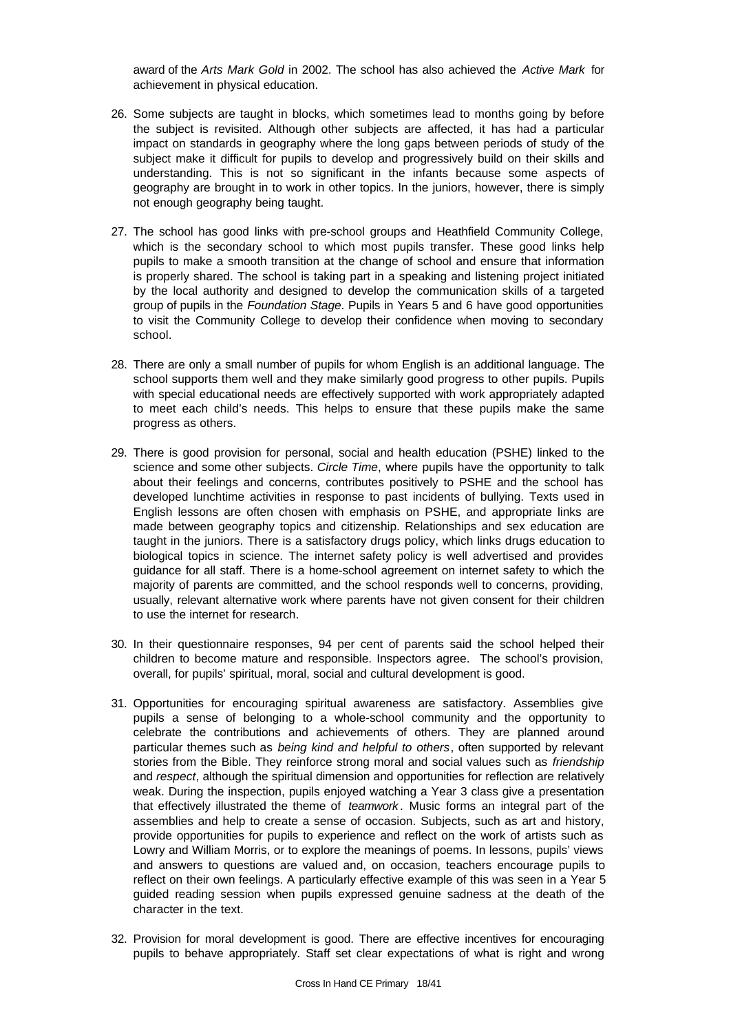award of the *Arts Mark Gold* in 2002. The school has also achieved the *Active Mark* for achievement in physical education.

26. Some subjects are taught in blocks, which sometimes lead to months going by before the subject is revisited. Although other subjects are affected, it has had a particular impact on standards in geography where the long gaps between periods of study of the subject make it difficult for pupils to develop and progressively build on their skills and understanding. This is not so significant in the infants because some aspects of geography are brought in to work in other topics. In the juniors, however, there is simply not enough geography being taught.

27. The school has good links with pre-school groups and Heathfield Community College, which is the secondary school to which most pupils transfer. These good links help pupils to make a smooth transition at the change of school and ensure that information is properly shared. The school is taking part in a speaking and listening project initiated by the local authority and designed to develop the communication skills of a targeted group of pupils in the *Foundation Stage*. Pupils in Years 5 and 6 have good opportunities to visit the Community College to develop their confidence when moving to secondary school.

28. There are only a small number of pupils for whom English is an additional language. The school supports them well and they make similarly good progress to other pupils. Pupils with special educational needs are effectively supported with work appropriately adapted to meet each child's needs. This helps to ensure that these pupils make the same progress as others.

29. There is good provision for personal, social and health education (PSHE) linked to the science and some other subjects. *Circle Time*, where pupils have the opportunity to talk about their feelings and concerns, contributes positively to PSHE and the school has developed lunchtime activities in response to past incidents of bullying. Texts used in English lessons are often chosen with emphasis on PSHE, and appropriate links are made between geography topics and citizenship. Relationships and sex education are taught in the juniors. There is a satisfactory drugs policy, which links drugs education to biological topics in science. The internet safety policy is well advertised and provides guidance for all staff. There is a home-school agreement on internet safety to which the majority of parents are committed, and the school responds well to concerns, providing, usually, relevant alternative work where parents have not given consent for their children to use the internet for research.

30. In their questionnaire responses, 94 per cent of parents said the school helped their children to become mature and responsible. Inspectors agree. The school's provision, overall, for pupils' spiritual, moral, social and cultural development is good.

31. Opportunities for encouraging spiritual awareness are satisfactory. Assemblies give pupils a sense of belonging to a whole-school community and the opportunity to celebrate the contributions and achievements of others. They are planned around particular themes such as *being kind and helpful to others*, often supported by relevant stories from the Bible. They reinforce strong moral and social values such as *friendship* and *respect*, although the spiritual dimension and opportunities for reflection are relatively weak. During the inspection, pupils enjoyed watching a Year 3 class give a presentation that effectively illustrated the theme of *teamwork*. Music forms an integral part of the assemblies and help to create a sense of occasion. Subjects, such as art and history, provide opportunities for pupils to experience and reflect on the work of artists such as Lowry and William Morris, or to explore the meanings of poems. In lessons, pupils' views and answers to questions are valued and, on occasion, teachers encourage pupils to reflect on their own feelings. A particularly effective example of this was seen in a Year 5 guided reading session when pupils expressed genuine sadness at the death of the character in the text.

32. Provision for moral development is good. There are effective incentives for encouraging pupils to behave appropriately. Staff set clear expectations of what is right and wrong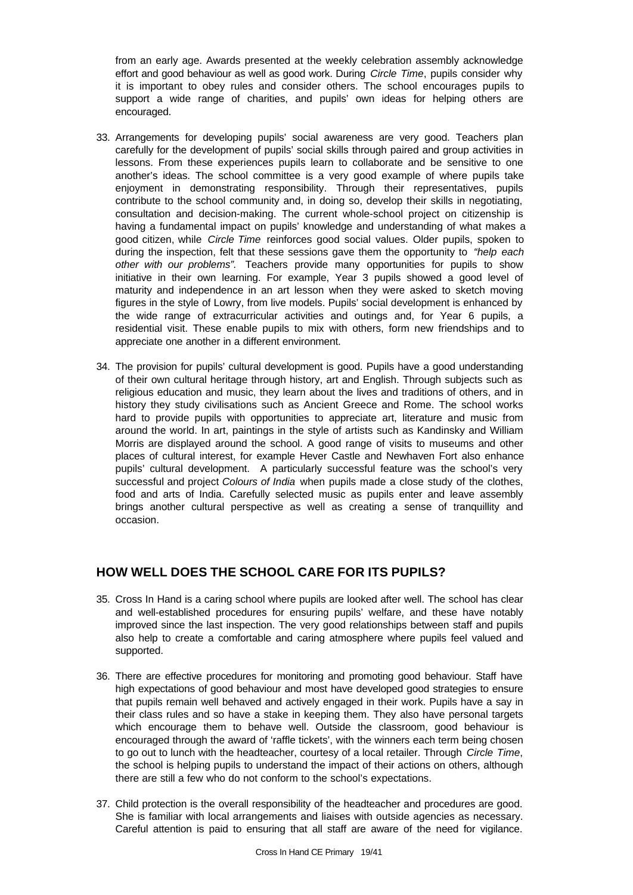from an early age. Awards presented at the weekly celebration assembly acknowledge effort and good behaviour as well as good work. During *Circle Time*, pupils consider why it is important to obey rules and consider others. The school encourages pupils to support a wide range of charities, and pupils' own ideas for helping others are encouraged.

33. Arrangements for developing pupils' social awareness are very good. Teachers plan carefully for the development of pupils' social skills through paired and group activities in lessons. From these experiences pupils learn to collaborate and be sensitive to one another's ideas. The school committee is a very good example of where pupils take enjoyment in demonstrating responsibility. Through their representatives, pupils contribute to the school community and, in doing so, develop their skills in negotiating, consultation and decision-making. The current whole-school project on citizenship is having a fundamental impact on pupils' knowledge and understanding of what makes a good citizen, while *Circle Time* reinforces good social values. Older pupils, spoken to during the inspection, felt that these sessions gave them the opportunity to *"help each other with our problems".* Teachers provide many opportunities for pupils to show initiative in their own learning. For example, Year 3 pupils showed a good level of maturity and independence in an art lesson when they were asked to sketch moving figures in the style of Lowry, from live models. Pupils' social development is enhanced by the wide range of extracurricular activities and outings and, for Year 6 pupils, a residential visit. These enable pupils to mix with others, form new friendships and to appreciate one another in a different environment.

34. The provision for pupils' cultural development is good. Pupils have a good understanding of their own cultural heritage through history, art and English. Through subjects such as religious education and music, they learn about the lives and traditions of others, and in history they study civilisations such as Ancient Greece and Rome. The school works hard to provide pupils with opportunities to appreciate art, literature and music from around the world. In art, paintings in the style of artists such as Kandinsky and William Morris are displayed around the school. A good range of visits to museums and other places of cultural interest, for example Hever Castle and Newhaven Fort also enhance pupils' cultural development. A particularly successful feature was the school's very successful and project *Colours of India* when pupils made a close study of the clothes, food and arts of India. Carefully selected music as pupils enter and leave assembly brings another cultural perspective as well as creating a sense of tranquillity and occasion.

## HOW WELL DOES THE SCHOOL CARE FOR ITS PUPILS?

35. Cross In Hand is a caring school where pupils are looked after well. The school has clear and well-established procedures for ensuring pupils' welfare, and these have notably improved since the last inspection. The very good relationships between staff and pupils also help to create a comfortable and caring atmosphere where pupils feel valued and supported.

36. There are effective procedures for monitoring and promoting good behaviour. Staff have high expectations of good behaviour and most have developed good strategies to ensure that pupils remain well behaved and actively engaged in their work. Pupils have a say in their class rules and so have a stake in keeping them. They also have personal targets which encourage them to behave well. Outside the classroom, good behaviour is encouraged through the award of 'raffle tickets', with the winners each term being chosen to go out to lunch with the headteacher, courtesy of a local retailer. Through *Circle Time*, the school is helping pupils to understand the impact of their actions on others, although there are still a few who do not conform to the school's expectations.

37. Child protection is the overall responsibility of the headteacher and procedures are good. She is familiar with local arrangements and liaises with outside agencies as necessary. Careful attention is paid to ensuring that all staff are aware of the need for vigilance.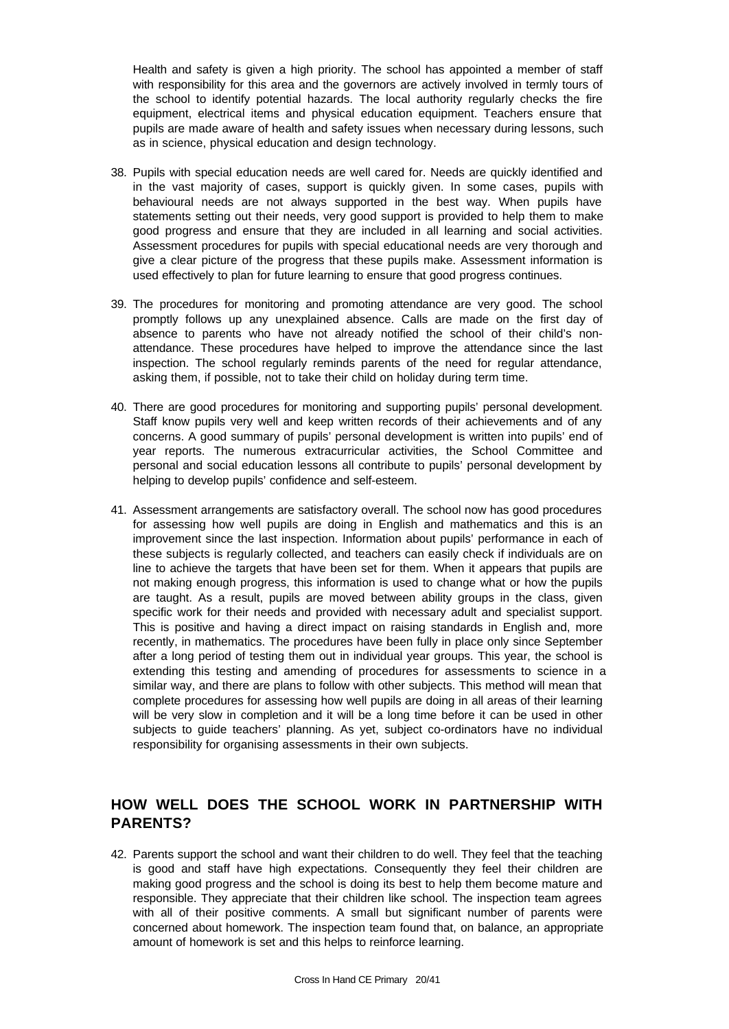Health and safety is given a high priority. The school has appointed a member of staff with responsibility for this area and the governors are actively involved in termly tours of the school to identify potential hazards. The local authority regularly checks the fire equipment, electrical items and physical education equipment. Teachers ensure that pupils are made aware of health and safety issues when necessary during lessons, such as in science, physical education and design technology.

38. Pupils with special education needs are well cared for. Needs are quickly identified and in the vast majority of cases, support is quickly given. In some cases, pupils with behavioural needs are not always supported in the best way. When pupils have statements setting out their needs, very good support is provided to help them to make good progress and ensure that they are included in all learning and social activities. Assessment procedures for pupils with special educational needs are very thorough and give a clear picture of the progress that these pupils make. Assessment information is used effectively to plan for future learning to ensure that good progress continues.

39. The procedures for monitoring and promoting attendance are very good. The school promptly follows up any unexplained absence. Calls are made on the first day of absence to parents who have not already notified the school of their child's non-attendance. These procedures have helped to improve the attendance since the last inspection. The school regularly reminds parents of the need for regular attendance, asking them, if possible, not to take their child on holiday during term time.

40. There are good procedures for monitoring and supporting pupils' personal development. Staff know pupils very well and keep written records of their achievements and of any concerns. A good summary of pupils' personal development is written into pupils' end of year reports. The numerous extracurricular activities, the School Committee and personal and social education lessons all contribute to pupils' personal development by helping to develop pupils' confidence and self-esteem.

41. Assessment arrangements are satisfactory overall. The school now has good procedures for assessing how well pupils are doing in English and mathematics and this is an improvement since the last inspection. Information about pupils' performance in each of these subjects is regularly collected, and teachers can easily check if individuals are on line to achieve the targets that have been set for them. When it appears that pupils are not making enough progress, this information is used to change what or how the pupils are taught. As a result, pupils are moved between ability groups in the class, given specific work for their needs and provided with necessary adult and specialist support. This is positive and having a direct impact on raising standards in English and, more recently, in mathematics. The procedures have been fully in place only since September after a long period of testing them out in individual year groups. This year, the school is extending this testing and amending of procedures for assessments to science in a similar way, and there are plans to follow with other subjects. This method will mean that complete procedures for assessing how well pupils are doing in all areas of their learning will be very slow in completion and it will be a long time before it can be used in other subjects to guide teachers' planning. As yet, subject co-ordinators have no individual responsibility for organising assessments in their own subjects.

## HOW WELL DOES THE SCHOOL WORK IN PARTNERSHIP WITH PARENTS?

42. Parents support the school and want their children to do well. They feel that the teaching is good and staff have high expectations. Consequently they feel their children are making good progress and the school is doing its best to help them become mature and responsible. They appreciate that their children like school. The inspection team agrees with all of their positive comments. A small but significant number of parents were concerned about homework. The inspection team found that, on balance, an appropriate amount of homework is set and this helps to reinforce learning.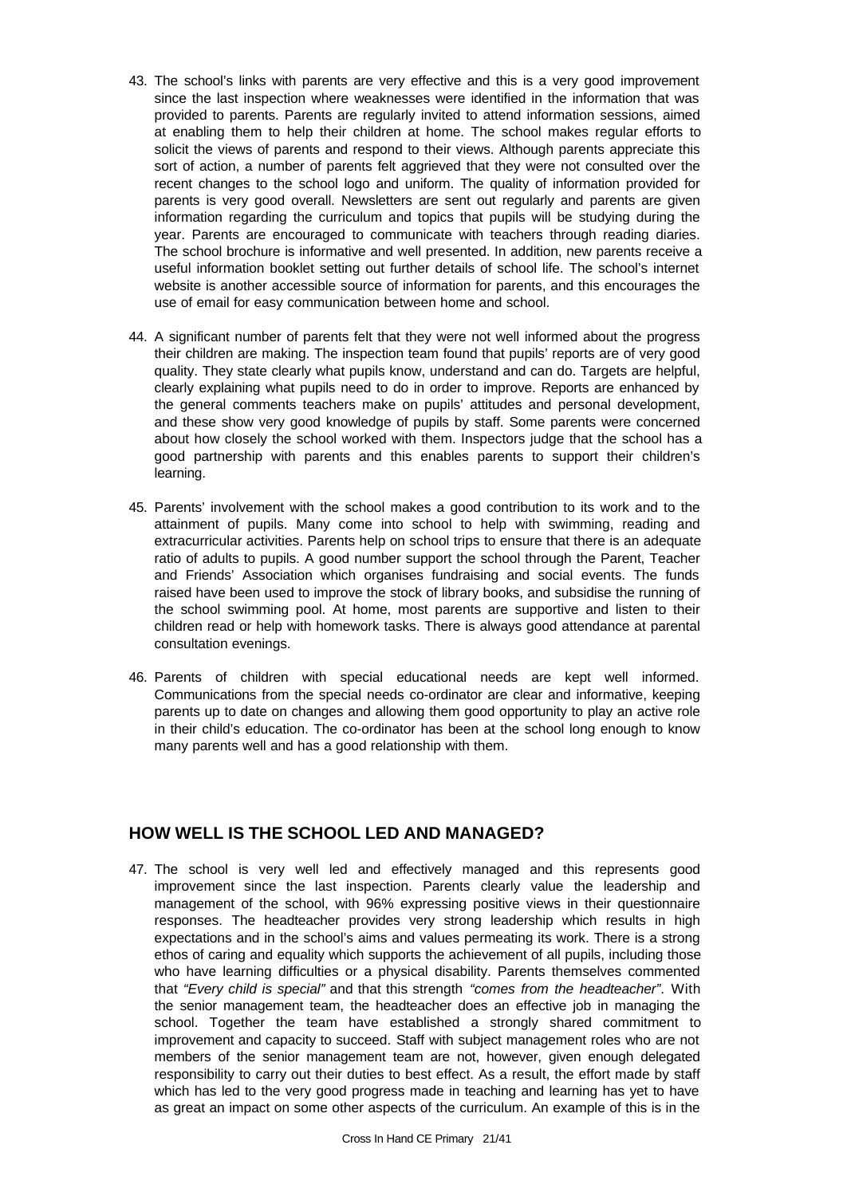43. The school's links with parents are very effective and this is a very good improvement since the last inspection where weaknesses were identified in the information that was provided to parents. Parents are regularly invited to attend information sessions, aimed at enabling them to help their children at home. The school makes regular efforts to solicit the views of parents and respond to their views. Although parents appreciate this sort of action, a number of parents felt aggrieved that they were not consulted over the recent changes to the school logo and uniform. The quality of information provided for parents is very good overall. Newsletters are sent out regularly and parents are given information regarding the curriculum and topics that pupils will be studying during the year. Parents are encouraged to communicate with teachers through reading diaries. The school brochure is informative and well presented. In addition, new parents receive a useful information booklet setting out further details of school life. The school's internet website is another accessible source of information for parents, and this encourages the use of email for easy communication between home and school.

44. A significant number of parents felt that they were not well informed about the progress their children are making. The inspection team found that pupils' reports are of very good quality. They state clearly what pupils know, understand and can do. Targets are helpful, clearly explaining what pupils need to do in order to improve. Reports are enhanced by the general comments teachers make on pupils' attitudes and personal development, and these show very good knowledge of pupils by staff. Some parents were concerned about how closely the school worked with them. Inspectors judge that the school has a good partnership with parents and this enables parents to support their children's learning.

45. Parents' involvement with the school makes a good contribution to its work and to the attainment of pupils. Many come into school to help with swimming, reading and extracurricular activities. Parents help on school trips to ensure that there is an adequate ratio of adults to pupils. A good number support the school through the Parent, Teacher and Friends' Association which organises fundraising and social events. The funds raised have been used to improve the stock of library books, and subsidise the running of the school swimming pool. At home, most parents are supportive and listen to their children read or help with homework tasks. There is always good attendance at parental consultation evenings.

46. Parents of children with special educational needs are kept well informed. Communications from the special needs co-ordinator are clear and informative, keeping parents up to date on changes and allowing them good opportunity to play an active role in their child's education. The co-ordinator has been at the school long enough to know many parents well and has a good relationship with them.

## HOW WELL IS THE SCHOOL LED AND MANAGED?

47. The school is very well led and effectively managed and this represents good improvement since the last inspection. Parents clearly value the leadership and management of the school, with 96% expressing positive views in their questionnaire responses. The headteacher provides very strong leadership which results in high expectations and in the school's aims and values permeating its work. There is a strong ethos of caring and equality which supports the achievement of all pupils, including those who have learning difficulties or a physical disability. Parents themselves commented that *"Every child is special"* and that this strength *"comes from the headteacher"*. With the senior management team, the headteacher does an effective job in managing the school. Together the team have established a strongly shared commitment to improvement and capacity to succeed. Staff with subject management roles who are not members of the senior management team are not, however, given enough delegated responsibility to carry out their duties to best effect. As a result, the effort made by staff which has led to the very good progress made in teaching and learning has yet to have as great an impact on some other aspects of the curriculum. An example of this is in the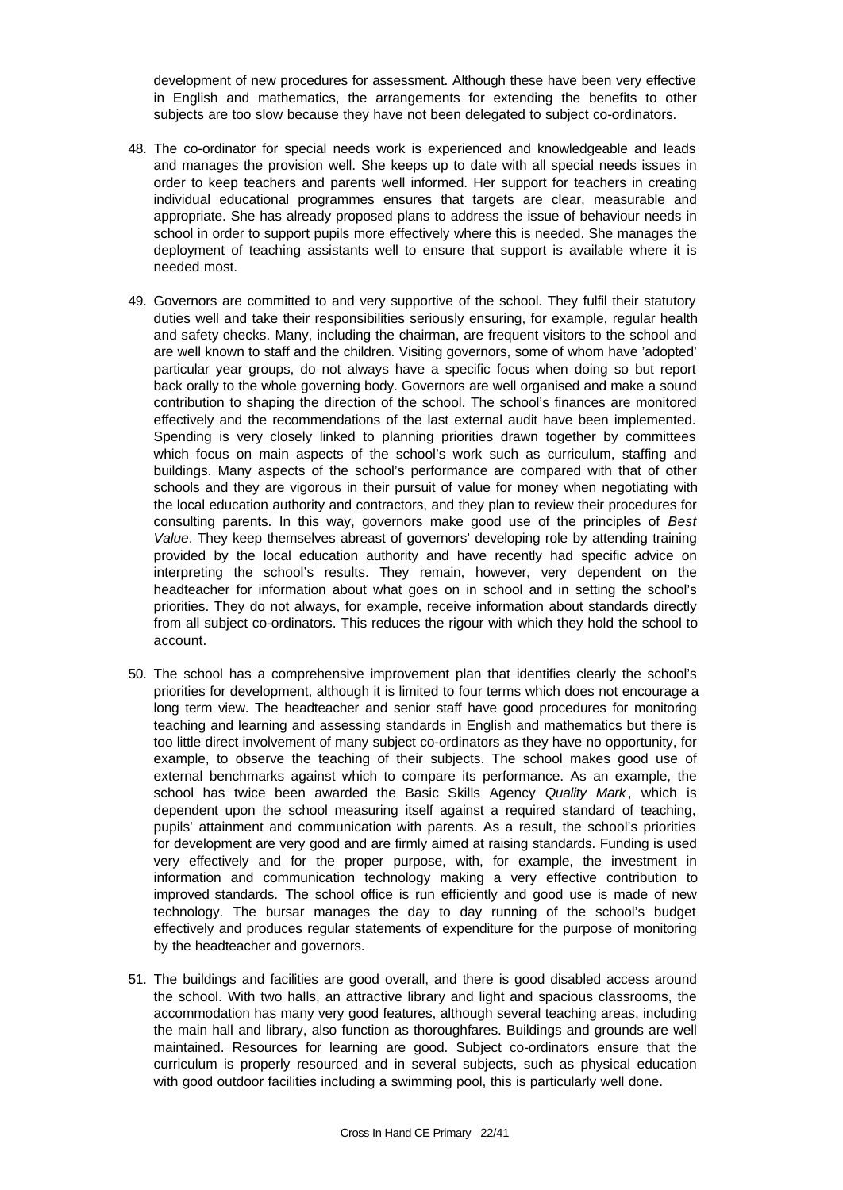development of new procedures for assessment. Although these have been very effective in English and mathematics, the arrangements for extending the benefits to other subjects are too slow because they have not been delegated to subject co-ordinators.

48. The co-ordinator for special needs work is experienced and knowledgeable and leads and manages the provision well. She keeps up to date with all special needs issues in order to keep teachers and parents well informed. Her support for teachers in creating individual educational programmes ensures that targets are clear, measurable and appropriate. She has already proposed plans to address the issue of behaviour needs in school in order to support pupils more effectively where this is needed. She manages the deployment of teaching assistants well to ensure that support is available where it is needed most.

49. Governors are committed to and very supportive of the school. They fulfil their statutory duties well and take their responsibilities seriously ensuring, for example, regular health and safety checks. Many, including the chairman, are frequent visitors to the school and are well known to staff and the children. Visiting governors, some of whom have 'adopted' particular year groups, do not always have a specific focus when doing so but report back orally to the whole governing body. Governors are well organised and make a sound contribution to shaping the direction of the school. The school's finances are monitored effectively and the recommendations of the last external audit have been implemented. Spending is very closely linked to planning priorities drawn together by committees which focus on main aspects of the school's work such as curriculum, staffing and buildings. Many aspects of the school's performance are compared with that of other schools and they are vigorous in their pursuit of value for money when negotiating with the local education authority and contractors, and they plan to review their procedures for consulting parents. In this way, governors make good use of the principles of *Best Value*. They keep themselves abreast of governors' developing role by attending training provided by the local education authority and have recently had specific advice on interpreting the school's results. They remain, however, very dependent on the headteacher for information about what goes on in school and in setting the school's priorities. They do not always, for example, receive information about standards directly from all subject co-ordinators. This reduces the rigour with which they hold the school to account.

50. The school has a comprehensive improvement plan that identifies clearly the school's priorities for development, although it is limited to four terms which does not encourage a long term view. The headteacher and senior staff have good procedures for monitoring teaching and learning and assessing standards in English and mathematics but there is too little direct involvement of many subject co-ordinators as they have no opportunity, for example, to observe the teaching of their subjects. The school makes good use of external benchmarks against which to compare its performance. As an example, the school has twice been awarded the Basic Skills Agency *Quality Mark*, which is dependent upon the school measuring itself against a required standard of teaching, pupils' attainment and communication with parents. As a result, the school's priorities for development are very good and are firmly aimed at raising standards. Funding is used very effectively and for the proper purpose, with, for example, the investment in information and communication technology making a very effective contribution to improved standards. The school office is run efficiently and good use is made of new technology. The bursar manages the day to day running of the school's budget effectively and produces regular statements of expenditure for the purpose of monitoring by the headteacher and governors.

51. The buildings and facilities are good overall, and there is good disabled access around the school. With two halls, an attractive library and light and spacious classrooms, the accommodation has many very good features, although several teaching areas, including the main hall and library, also function as thoroughfares. Buildings and grounds are well maintained. Resources for learning are good. Subject co-ordinators ensure that the curriculum is properly resourced and in several subjects, such as physical education with good outdoor facilities including a swimming pool, this is particularly well done.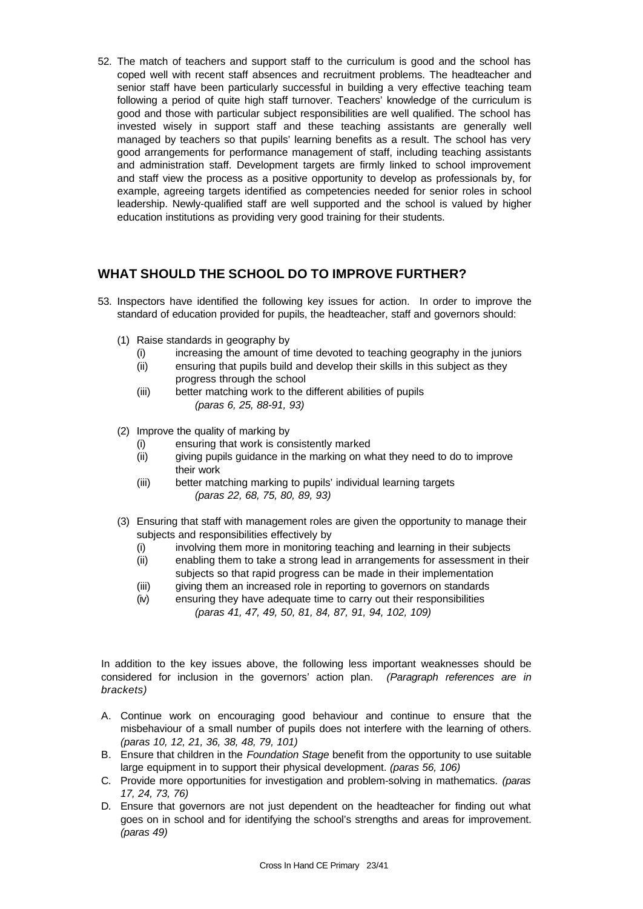52. The match of teachers and support staff to the curriculum is good and the school has coped well with recent staff absences and recruitment problems. The headteacher and senior staff have been particularly successful in building a very effective teaching team following a period of quite high staff turnover. Teachers' knowledge of the curriculum is good and those with particular subject responsibilities are well qualified. The school has invested wisely in support staff and these teaching assistants are generally well managed by teachers so that pupils' learning benefits as a result. The school has very good arrangements for performance management of staff, including teaching assistants and administration staff. Development targets are firmly linked to school improvement and staff view the process as a positive opportunity to develop as professionals by, for example, agreeing targets identified as competencies needed for senior roles in school leadership. Newly-qualified staff are well supported and the school is valued by higher education institutions as providing very good training for their students.

## WHAT SHOULD THE SCHOOL DO TO IMPROVE FURTHER?

53. Inspectors have identified the following key issues for action. In order to improve the standard of education provided for pupils, the headteacher, staff and governors should:

    (1) Raise standards in geography by
    - (i) increasing the amount of time devoted to teaching geography in the juniors
    - (ii) ensuring that pupils build and develop their skills in this subject as they progress through the school
    - (iii) better matching work to the different abilities of pupils

      *(paras 6, 25, 88-91, 93)*

    (2) Improve the quality of marking by
    - (i) ensuring that work is consistently marked
    - (ii) giving pupils guidance in the marking on what they need to do to improve their work
    - (iii) better matching marking to pupils' individual learning targets

      *(paras 22, 68, 75, 80, 89, 93)*

    (3) Ensuring that staff with management roles are given the opportunity to manage their subjects and responsibilities effectively by
    - (i) involving them more in monitoring teaching and learning in their subjects
    - (ii) enabling them to take a strong lead in arrangements for assessment in their subjects so that rapid progress can be made in their implementation
    - (iii) giving them an increased role in reporting to governors on standards
    - (iv) ensuring they have adequate time to carry out their responsibilities

      *(paras 41, 47, 49, 50, 81, 84, 87, 91, 94, 102, 109)*

In addition to the key issues above, the following less important weaknesses should be considered for inclusion in the governors' action plan. *(Paragraph references are in brackets)*

A. Continue work on encouraging good behaviour and continue to ensure that the misbehaviour of a small number of pupils does not interfere with the learning of others. *(paras 10, 12, 21, 36, 38, 48, 79, 101)*

B. Ensure that children in the *Foundation Stage* benefit from the opportunity to use suitable large equipment in to support their physical development. *(paras 56, 106)*

C. Provide more opportunities for investigation and problem-solving in mathematics. *(paras 17, 24, 73, 76)*

D. Ensure that governors are not just dependent on the headteacher for finding out what goes on in school and for identifying the school's strengths and areas for improvement. *(paras 49)*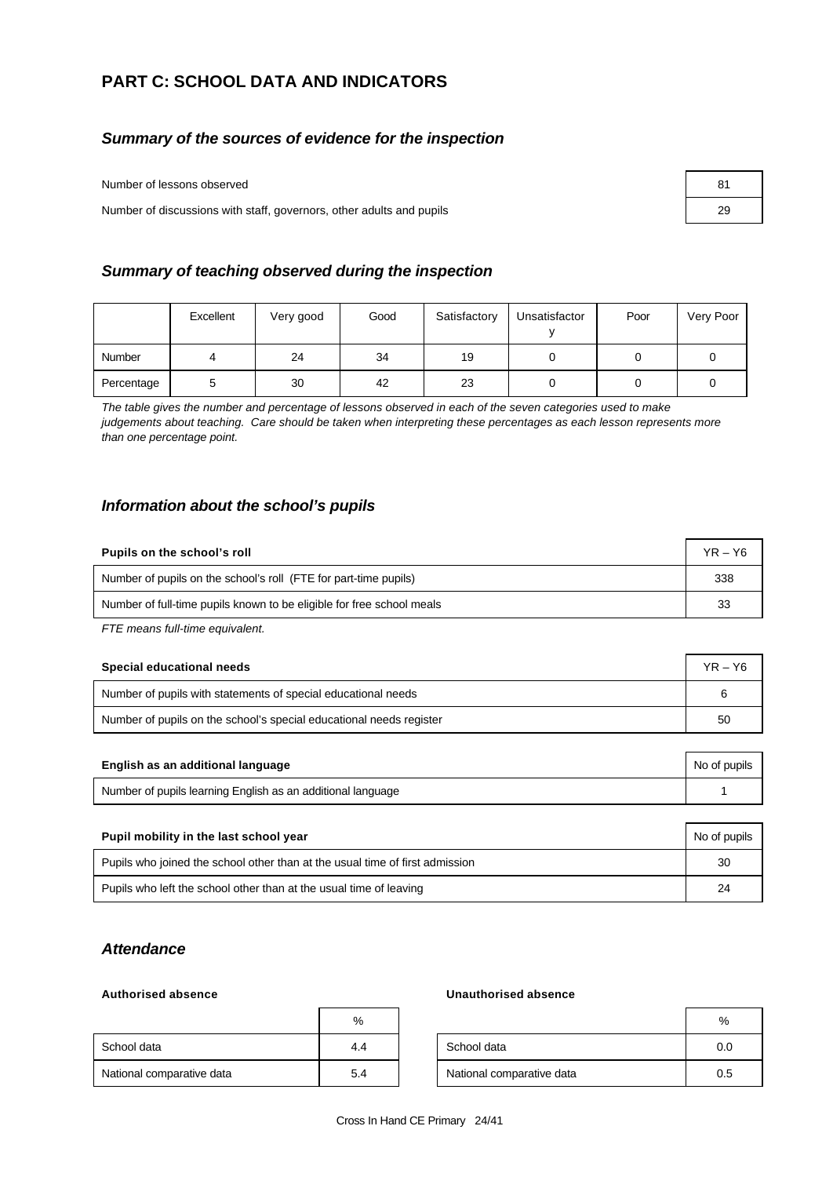# PART C: SCHOOL DATA AND INDICATORS

## *Summary of the sources of evidence for the inspection*

| | |
|---|---|
| Number of lessons observed | 81 |
| Number of discussions with staff, governors, other adults and pupils | 29 |

## *Summary of teaching observed during the inspection*

| | Excellent | Very good | Good | Satisfactory | Unsatisfactory | Poor | Very Poor |
|---|---|---|---|---|---|---|---|
| Number | 4 | 24 | 34 | 19 | 0 | 0 | 0 |
| Percentage | 5 | 30 | 42 | 23 | 0 | 0 | 0 |

*The table gives the number and percentage of lessons observed in each of the seven categories used to make judgements about teaching. Care should be taken when interpreting these percentages as each lesson represents more than one percentage point.*

## *Information about the school's pupils*

| **Pupils on the school's roll** | YR – Y6 |
|---|---|
| Number of pupils on the school's roll (FTE for part-time pupils) | 338 |
| Number of full-time pupils known to be eligible for free school meals | 33 |

*FTE means full-time equivalent.*

| **Special educational needs** | YR – Y6 |
|---|---|
| Number of pupils with statements of special educational needs | 6 |
| Number of pupils on the school's special educational needs register | 50 |

| **English as an additional language** | No of pupils |
|---|---|
| Number of pupils learning English as an additional language | 1 |

| **Pupil mobility in the last school year** | No of pupils |
|---|---|
| Pupils who joined the school other than at the usual time of first admission | 30 |
| Pupils who left the school other than at the usual time of leaving | 24 |

## *Attendance*

**Authorised absence**

| | % |
|---|---|
| School data | 4.4 |
| National comparative data | 5.4 |

**Unauthorised absence**

| | % |
|---|---|
| School data | 0.0 |
| National comparative data | 0.5 |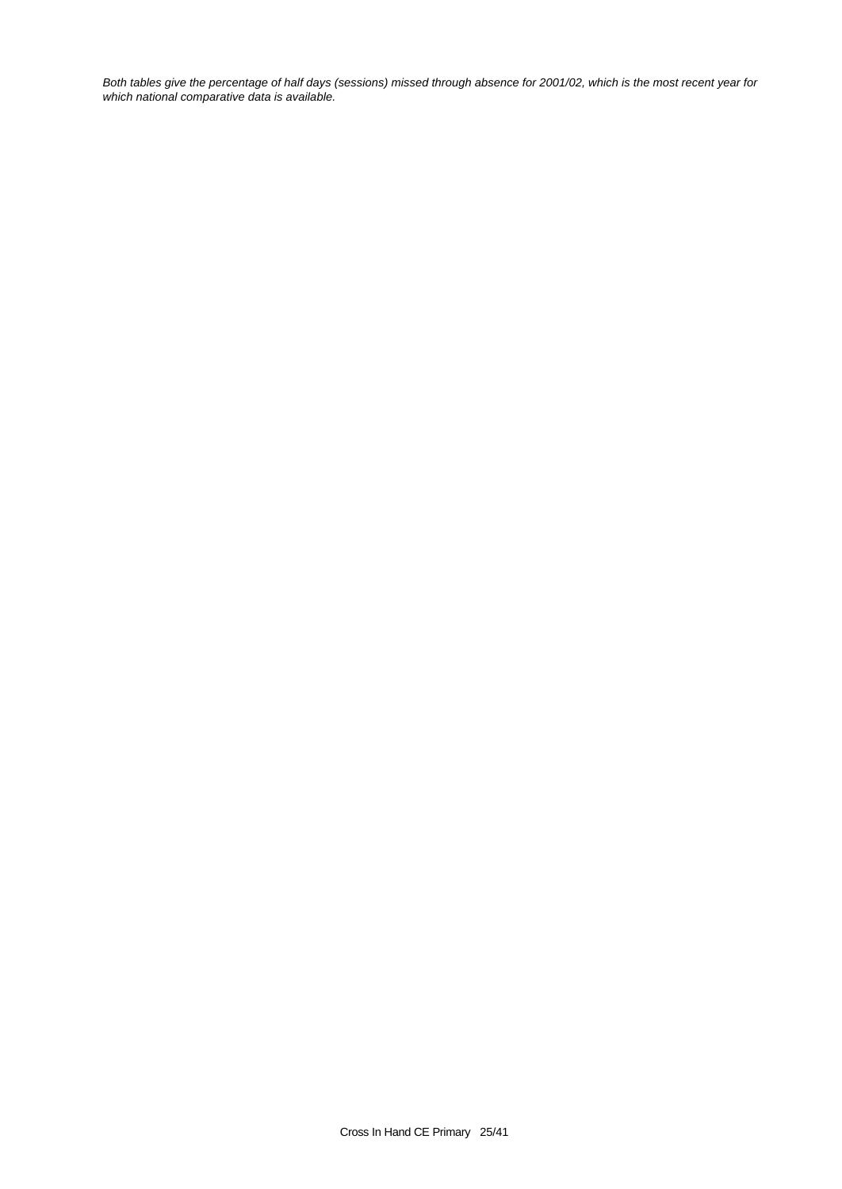*Both tables give the percentage of half days (sessions) missed through absence for 2001/02, which is the most recent year for which national comparative data is available.*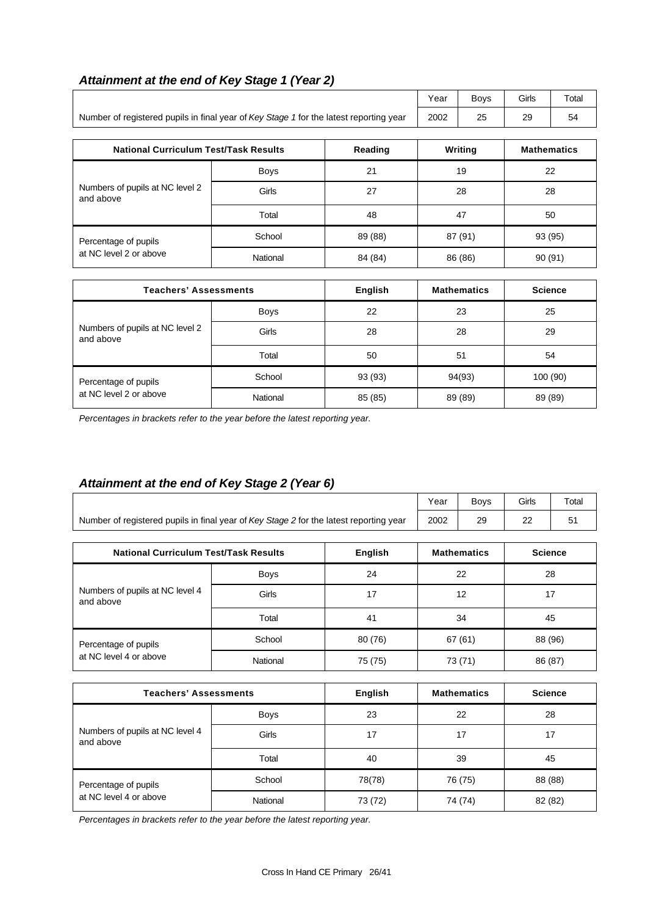### *Attainment at the end of Key Stage 1 (Year 2)*

| | Year | Boys | Girls | Total |
|---|---|---|---|---|
| Number of registered pupils in final year of *Key Stage 1* for the latest reporting year | 2002 | 25 | 29 | 54 |

| National Curriculum Test/Task Results | | Reading | Writing | Mathematics |
|---|---|---|---|---|
| Numbers of pupils at NC level 2 and above | Boys | 21 | 19 | 22 |
| | Girls | 27 | 28 | 28 |
| | Total | 48 | 47 | 50 |
| Percentage of pupils at NC level 2 or above | School | 89 (88) | 87 (91) | 93 (95) |
| | National | 84 (84) | 86 (86) | 90 (91) |

| Teachers' Assessments | | English | Mathematics | Science |
|---|---|---|---|---|
| Numbers of pupils at NC level 2 and above | Boys | 22 | 23 | 25 |
| | Girls | 28 | 28 | 29 |
| | Total | 50 | 51 | 54 |
| Percentage of pupils at NC level 2 or above | School | 93 (93) | 94(93) | 100 (90) |
| | National | 85 (85) | 89 (89) | 89 (89) |

*Percentages in brackets refer to the year before the latest reporting year.*

### *Attainment at the end of Key Stage 2 (Year 6)*

| | Year | Boys | Girls | Total |
|---|---|---|---|---|
| Number of registered pupils in final year of *Key Stage 2* for the latest reporting year | 2002 | 29 | 22 | 51 |

| National Curriculum Test/Task Results | | English | Mathematics | Science |
|---|---|---|---|---|
| Numbers of pupils at NC level 4 and above | Boys | 24 | 22 | 28 |
| | Girls | 17 | 12 | 17 |
| | Total | 41 | 34 | 45 |
| Percentage of pupils at NC level 4 or above | School | 80 (76) | 67 (61) | 88 (96) |
| | National | 75 (75) | 73 (71) | 86 (87) |

| Teachers' Assessments | | English | Mathematics | Science |
|---|---|---|---|---|
| Numbers of pupils at NC level 4 and above | Boys | 23 | 22 | 28 |
| | Girls | 17 | 17 | 17 |
| | Total | 40 | 39 | 45 |
| Percentage of pupils at NC level 4 or above | School | 78(78) | 76 (75) | 88 (88) |
| | National | 73 (72) | 74 (74) | 82 (82) |

*Percentages in brackets refer to the year before the latest reporting year.*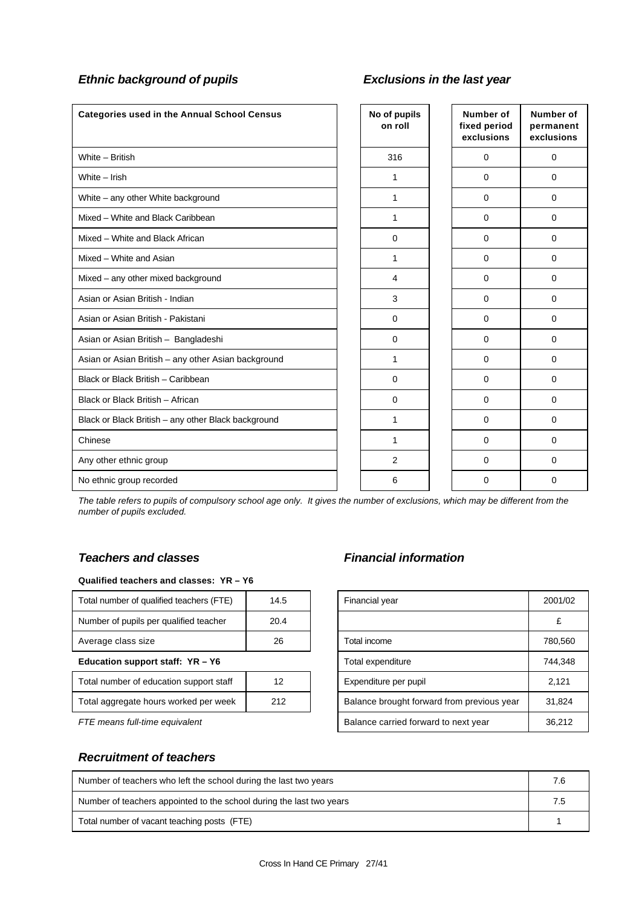### *Ethnic background of pupils*

### *Exclusions in the last year*

| Categories used in the Annual School Census | No of pupils on roll | Number of fixed period exclusions | Number of permanent exclusions |
|---|---|---|---|
| White – British | 316 | 0 | 0 |
| White – Irish | 1 | 0 | 0 |
| White – any other White background | 1 | 0 | 0 |
| Mixed – White and Black Caribbean | 1 | 0 | 0 |
| Mixed – White and Black African | 0 | 0 | 0 |
| Mixed – White and Asian | 1 | 0 | 0 |
| Mixed – any other mixed background | 4 | 0 | 0 |
| Asian or Asian British - Indian | 3 | 0 | 0 |
| Asian or Asian British - Pakistani | 0 | 0 | 0 |
| Asian or Asian British – Bangladeshi | 0 | 0 | 0 |
| Asian or Asian British – any other Asian background | 1 | 0 | 0 |
| Black or Black British – Caribbean | 0 | 0 | 0 |
| Black or Black British – African | 0 | 0 | 0 |
| Black or Black British – any other Black background | 1 | 0 | 0 |
| Chinese | 1 | 0 | 0 |
| Any other ethnic group | 2 | 0 | 0 |
| No ethnic group recorded | 6 | 0 | 0 |

*The table refers to pupils of compulsory school age only. It gives the number of exclusions, which may be different from the number of pupils excluded.*

### *Teachers and classes*

**Qualified teachers and classes: YR – Y6**

| | |
|---|---|
| Total number of qualified teachers (FTE) | 14.5 |
| Number of pupils per qualified teacher | 20.4 |
| Average class size | 26 |

**Education support staff: YR – Y6**

| | |
|---|---|
| Total number of education support staff | 12 |
| Total aggregate hours worked per week | 212 |

*FTE means full-time equivalent*

### *Financial information*

| Financial year | 2001/02 |
|---|---|
| | £ |
| Total income | 780,560 |
| Total expenditure | 744,348 |
| Expenditure per pupil | 2,121 |
| Balance brought forward from previous year | 31,824 |
| Balance carried forward to next year | 36,212 |

### *Recruitment of teachers*

| | |
|---|---|
| Number of teachers who left the school during the last two years | 7.6 |
| Number of teachers appointed to the school during the last two years | 7.5 |
| Total number of vacant teaching posts (FTE) | 1 |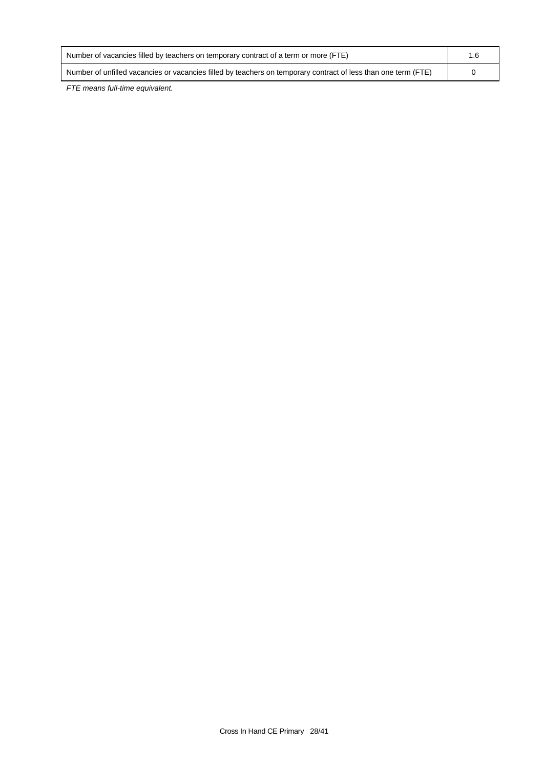| | |
|---|---|
| Number of vacancies filled by teachers on temporary contract of a term or more (FTE) | 1.6 |
| Number of unfilled vacancies or vacancies filled by teachers on temporary contract of less than one term (FTE) | 0 |

*FTE means full-time equivalent.*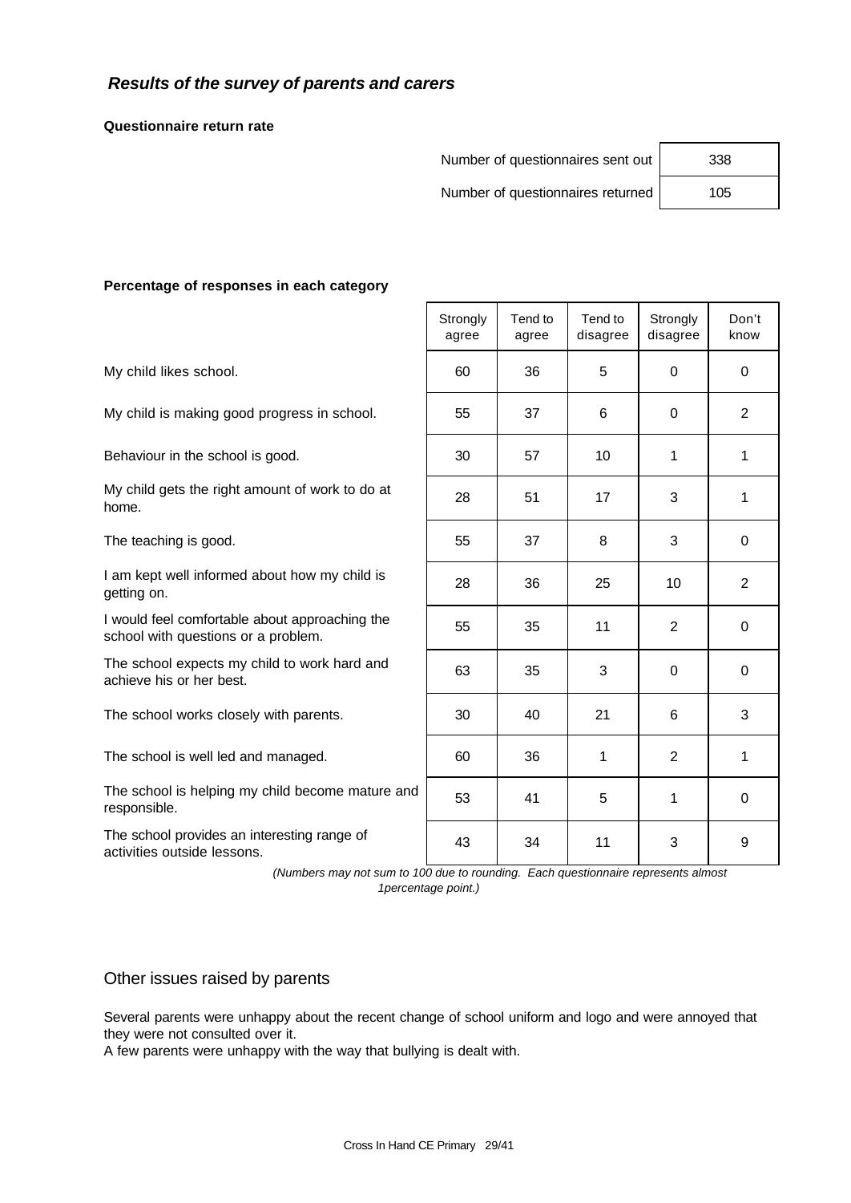## *Results of the survey of parents and carers*

**Questionnaire return rate**

| | |
|---|---|
| Number of questionnaires sent out | 338 |
| Number of questionnaires returned | 105 |

**Percentage of responses in each category**

| | Strongly agree | Tend to agree | Tend to disagree | Strongly disagree | Don't know |
|---|---|---|---|---|---|
| My child likes school. | 60 | 36 | 5 | 0 | 0 |
| My child is making good progress in school. | 55 | 37 | 6 | 0 | 2 |
| Behaviour in the school is good. | 30 | 57 | 10 | 1 | 1 |
| My child gets the right amount of work to do at home. | 28 | 51 | 17 | 3 | 1 |
| The teaching is good. | 55 | 37 | 8 | 3 | 0 |
| I am kept well informed about how my child is getting on. | 28 | 36 | 25 | 10 | 2 |
| I would feel comfortable about approaching the school with questions or a problem. | 55 | 35 | 11 | 2 | 0 |
| The school expects my child to work hard and achieve his or her best. | 63 | 35 | 3 | 0 | 0 |
| The school works closely with parents. | 30 | 40 | 21 | 6 | 3 |
| The school is well led and managed. | 60 | 36 | 1 | 2 | 1 |
| The school is helping my child become mature and responsible. | 53 | 41 | 5 | 1 | 0 |
| The school provides an interesting range of activities outside lessons. | 43 | 34 | 11 | 3 | 9 |

*(Numbers may not sum to 100 due to rounding. Each questionnaire represents almost 1percentage point.)*

## Other issues raised by parents

Several parents were unhappy about the recent change of school uniform and logo and were annoyed that they were not consulted over it.
A few parents were unhappy with the way that bullying is dealt with.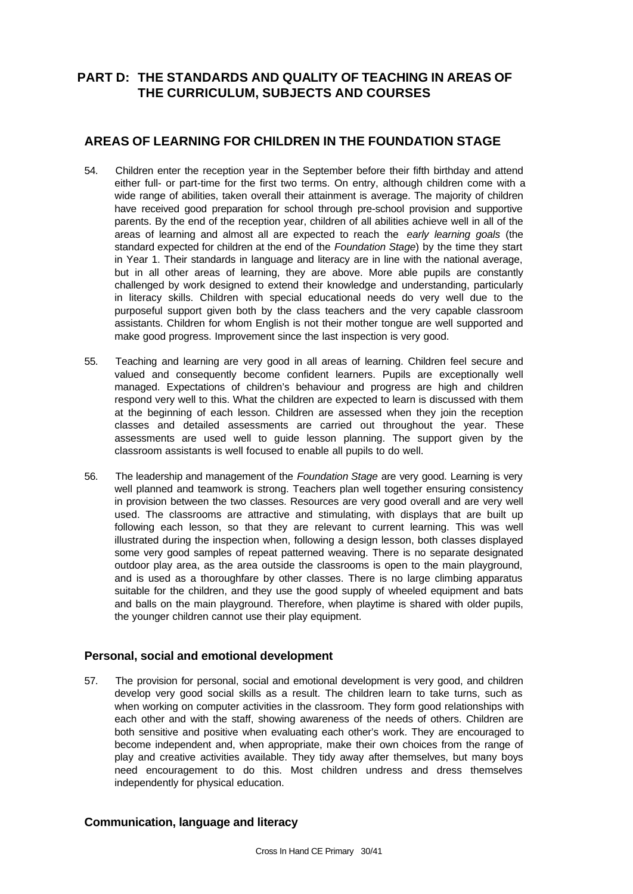## PART D: THE STANDARDS AND QUALITY OF TEACHING IN AREAS OF THE CURRICULUM, SUBJECTS AND COURSES

## AREAS OF LEARNING FOR CHILDREN IN THE FOUNDATION STAGE

54. Children enter the reception year in the September before their fifth birthday and attend either full- or part-time for the first two terms. On entry, although children come with a wide range of abilities, taken overall their attainment is average. The majority of children have received good preparation for school through pre-school provision and supportive parents. By the end of the reception year, children of all abilities achieve well in all of the areas of learning and almost all are expected to reach the *early learning goals* (the standard expected for children at the end of the *Foundation Stage*) by the time they start in Year 1. Their standards in language and literacy are in line with the national average, but in all other areas of learning, they are above. More able pupils are constantly challenged by work designed to extend their knowledge and understanding, particularly in literacy skills. Children with special educational needs do very well due to the purposeful support given both by the class teachers and the very capable classroom assistants. Children for whom English is not their mother tongue are well supported and make good progress. Improvement since the last inspection is very good.

55. Teaching and learning are very good in all areas of learning. Children feel secure and valued and consequently become confident learners. Pupils are exceptionally well managed. Expectations of children's behaviour and progress are high and children respond very well to this. What the children are expected to learn is discussed with them at the beginning of each lesson. Children are assessed when they join the reception classes and detailed assessments are carried out throughout the year. These assessments are used well to guide lesson planning. The support given by the classroom assistants is well focused to enable all pupils to do well.

56. The leadership and management of the *Foundation Stage* are very good. Learning is very well planned and teamwork is strong. Teachers plan well together ensuring consistency in provision between the two classes. Resources are very good overall and are very well used. The classrooms are attractive and stimulating, with displays that are built up following each lesson, so that they are relevant to current learning. This was well illustrated during the inspection when, following a design lesson, both classes displayed some very good samples of repeat patterned weaving. There is no separate designated outdoor play area, as the area outside the classrooms is open to the main playground, and is used as a thoroughfare by other classes. There is no large climbing apparatus suitable for the children, and they use the good supply of wheeled equipment and bats and balls on the main playground. Therefore, when playtime is shared with older pupils, the younger children cannot use their play equipment.

### Personal, social and emotional development

57. The provision for personal, social and emotional development is very good, and children develop very good social skills as a result. The children learn to take turns, such as when working on computer activities in the classroom. They form good relationships with each other and with the staff, showing awareness of the needs of others. Children are both sensitive and positive when evaluating each other's work. They are encouraged to become independent and, when appropriate, make their own choices from the range of play and creative activities available. They tidy away after themselves, but many boys need encouragement to do this. Most children undress and dress themselves independently for physical education.

### Communication, language and literacy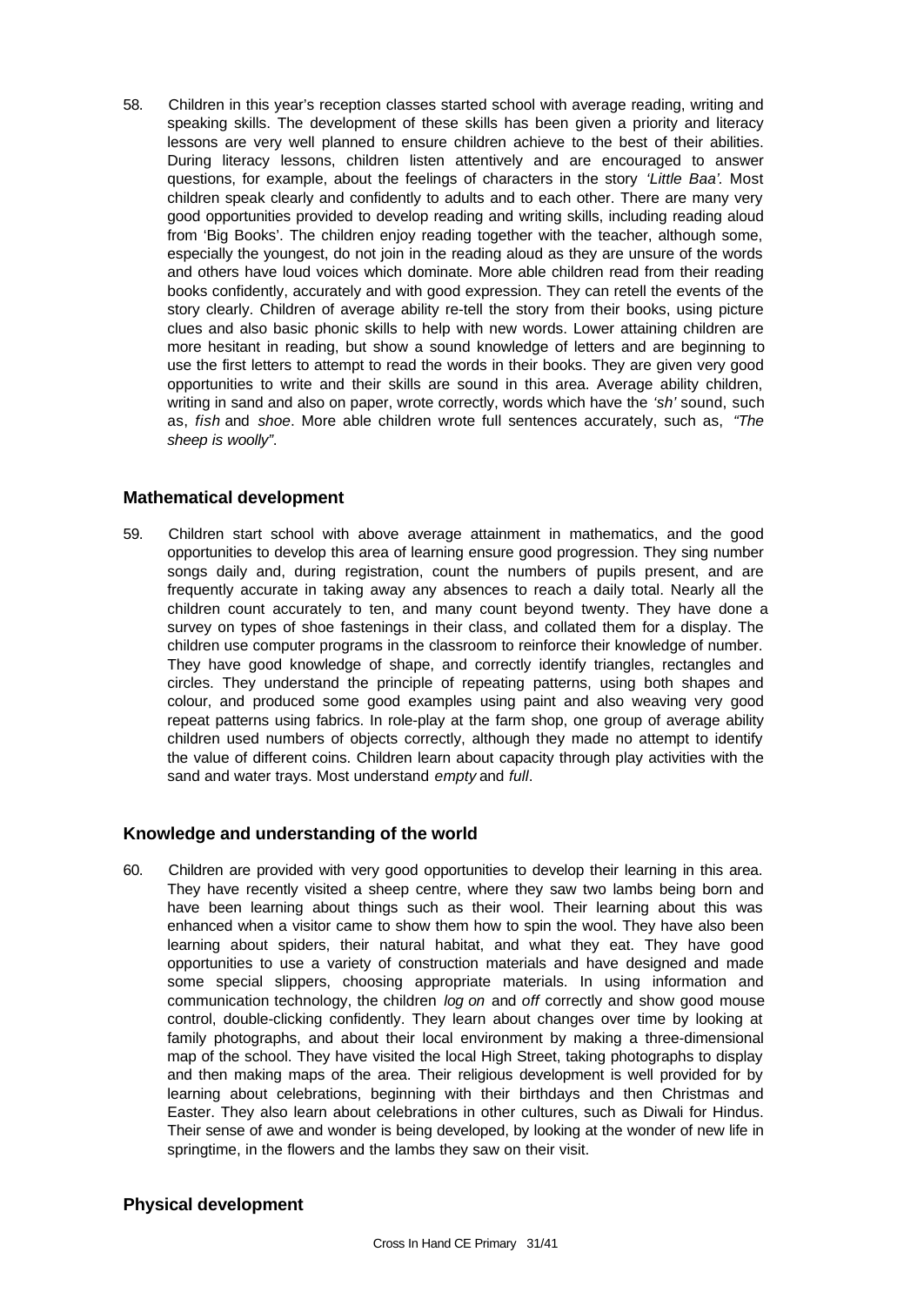58. Children in this year's reception classes started school with average reading, writing and speaking skills. The development of these skills has been given a priority and literacy lessons are very well planned to ensure children achieve to the best of their abilities. During literacy lessons, children listen attentively and are encouraged to answer questions, for example, about the feelings of characters in the story *'Little Baa'*. Most children speak clearly and confidently to adults and to each other. There are many very good opportunities provided to develop reading and writing skills, including reading aloud from 'Big Books'. The children enjoy reading together with the teacher, although some, especially the youngest, do not join in the reading aloud as they are unsure of the words and others have loud voices which dominate. More able children read from their reading books confidently, accurately and with good expression. They can retell the events of the story clearly. Children of average ability re-tell the story from their books, using picture clues and also basic phonic skills to help with new words. Lower attaining children are more hesitant in reading, but show a sound knowledge of letters and are beginning to use the first letters to attempt to read the words in their books. They are given very good opportunities to write and their skills are sound in this area. Average ability children, writing in sand and also on paper, wrote correctly, words which have the *'sh'* sound, such as, *fish* and *shoe*. More able children wrote full sentences accurately, such as, *"The sheep is woolly"*.

## Mathematical development

59. Children start school with above average attainment in mathematics, and the good opportunities to develop this area of learning ensure good progression. They sing number songs daily and, during registration, count the numbers of pupils present, and are frequently accurate in taking away any absences to reach a daily total. Nearly all the children count accurately to ten, and many count beyond twenty. They have done a survey on types of shoe fastenings in their class, and collated them for a display. The children use computer programs in the classroom to reinforce their knowledge of number. They have good knowledge of shape, and correctly identify triangles, rectangles and circles. They understand the principle of repeating patterns, using both shapes and colour, and produced some good examples using paint and also weaving very good repeat patterns using fabrics. In role-play at the farm shop, one group of average ability children used numbers of objects correctly, although they made no attempt to identify the value of different coins. Children learn about capacity through play activities with the sand and water trays. Most understand *empty* and *full*.

## Knowledge and understanding of the world

60. Children are provided with very good opportunities to develop their learning in this area. They have recently visited a sheep centre, where they saw two lambs being born and have been learning about things such as their wool. Their learning about this was enhanced when a visitor came to show them how to spin the wool. They have also been learning about spiders, their natural habitat, and what they eat. They have good opportunities to use a variety of construction materials and have designed and made some special slippers, choosing appropriate materials. In using information and communication technology, the children *log on* and *off* correctly and show good mouse control, double-clicking confidently. They learn about changes over time by looking at family photographs, and about their local environment by making a three-dimensional map of the school. They have visited the local High Street, taking photographs to display and then making maps of the area. Their religious development is well provided for by learning about celebrations, beginning with their birthdays and then Christmas and Easter. They also learn about celebrations in other cultures, such as Diwali for Hindus. Their sense of awe and wonder is being developed, by looking at the wonder of new life in springtime, in the flowers and the lambs they saw on their visit.

## Physical development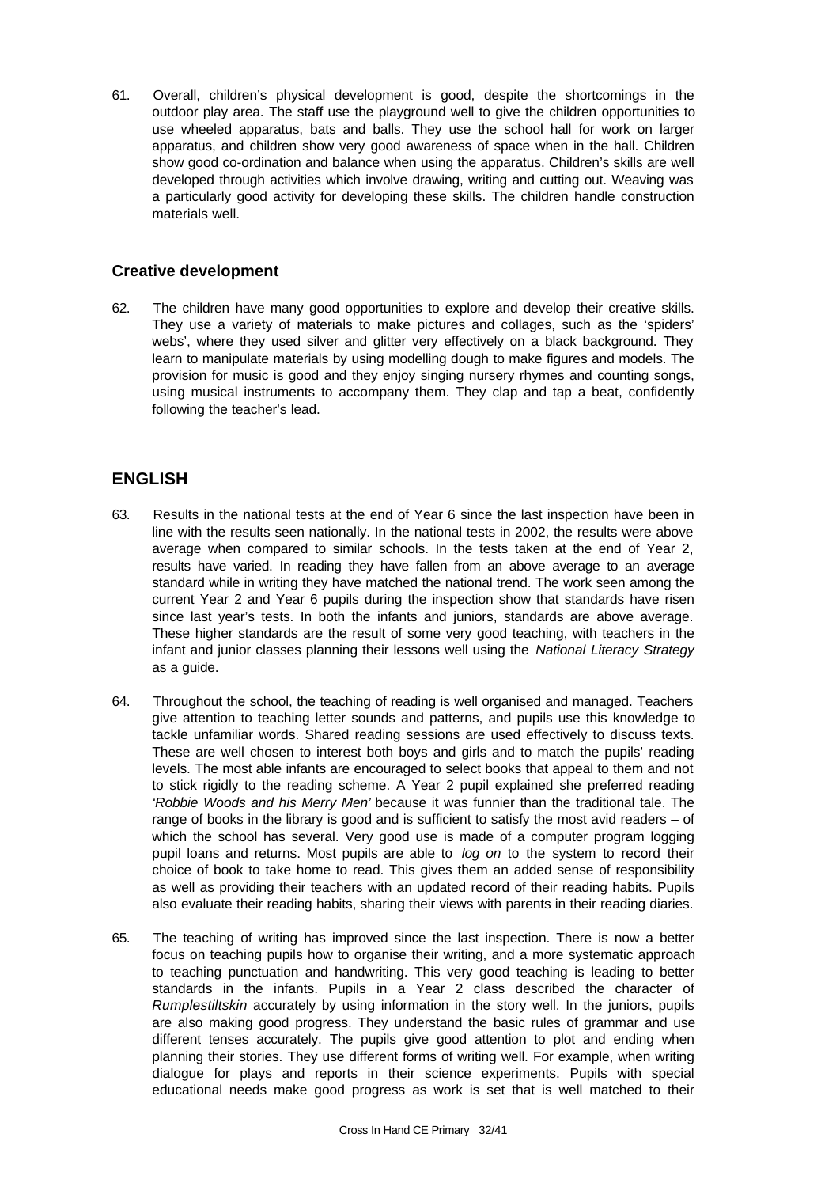61. Overall, children's physical development is good, despite the shortcomings in the outdoor play area. The staff use the playground well to give the children opportunities to use wheeled apparatus, bats and balls. They use the school hall for work on larger apparatus, and children show very good awareness of space when in the hall. Children show good co-ordination and balance when using the apparatus. Children's skills are well developed through activities which involve drawing, writing and cutting out. Weaving was a particularly good activity for developing these skills. The children handle construction materials well.

### Creative development

62. The children have many good opportunities to explore and develop their creative skills. They use a variety of materials to make pictures and collages, such as the 'spiders' webs', where they used silver and glitter very effectively on a black background. They learn to manipulate materials by using modelling dough to make figures and models. The provision for music is good and they enjoy singing nursery rhymes and counting songs, using musical instruments to accompany them. They clap and tap a beat, confidently following the teacher's lead.

## ENGLISH

63. Results in the national tests at the end of Year 6 since the last inspection have been in line with the results seen nationally. In the national tests in 2002, the results were above average when compared to similar schools. In the tests taken at the end of Year 2, results have varied. In reading they have fallen from an above average to an average standard while in writing they have matched the national trend. The work seen among the current Year 2 and Year 6 pupils during the inspection show that standards have risen since last year's tests. In both the infants and juniors, standards are above average. These higher standards are the result of some very good teaching, with teachers in the infant and junior classes planning their lessons well using the *National Literacy Strategy* as a guide.

64. Throughout the school, the teaching of reading is well organised and managed. Teachers give attention to teaching letter sounds and patterns, and pupils use this knowledge to tackle unfamiliar words. Shared reading sessions are used effectively to discuss texts. These are well chosen to interest both boys and girls and to match the pupils' reading levels. The most able infants are encouraged to select books that appeal to them and not to stick rigidly to the reading scheme. A Year 2 pupil explained she preferred reading *'Robbie Woods and his Merry Men'* because it was funnier than the traditional tale. The range of books in the library is good and is sufficient to satisfy the most avid readers – of which the school has several. Very good use is made of a computer program logging pupil loans and returns. Most pupils are able to *log on* to the system to record their choice of book to take home to read. This gives them an added sense of responsibility as well as providing their teachers with an updated record of their reading habits. Pupils also evaluate their reading habits, sharing their views with parents in their reading diaries.

65. The teaching of writing has improved since the last inspection. There is now a better focus on teaching pupils how to organise their writing, and a more systematic approach to teaching punctuation and handwriting. This very good teaching is leading to better standards in the infants. Pupils in a Year 2 class described the character of *Rumplestiltskin* accurately by using information in the story well. In the juniors, pupils are also making good progress. They understand the basic rules of grammar and use different tenses accurately. The pupils give good attention to plot and ending when planning their stories. They use different forms of writing well. For example, when writing dialogue for plays and reports in their science experiments. Pupils with special educational needs make good progress as work is set that is well matched to their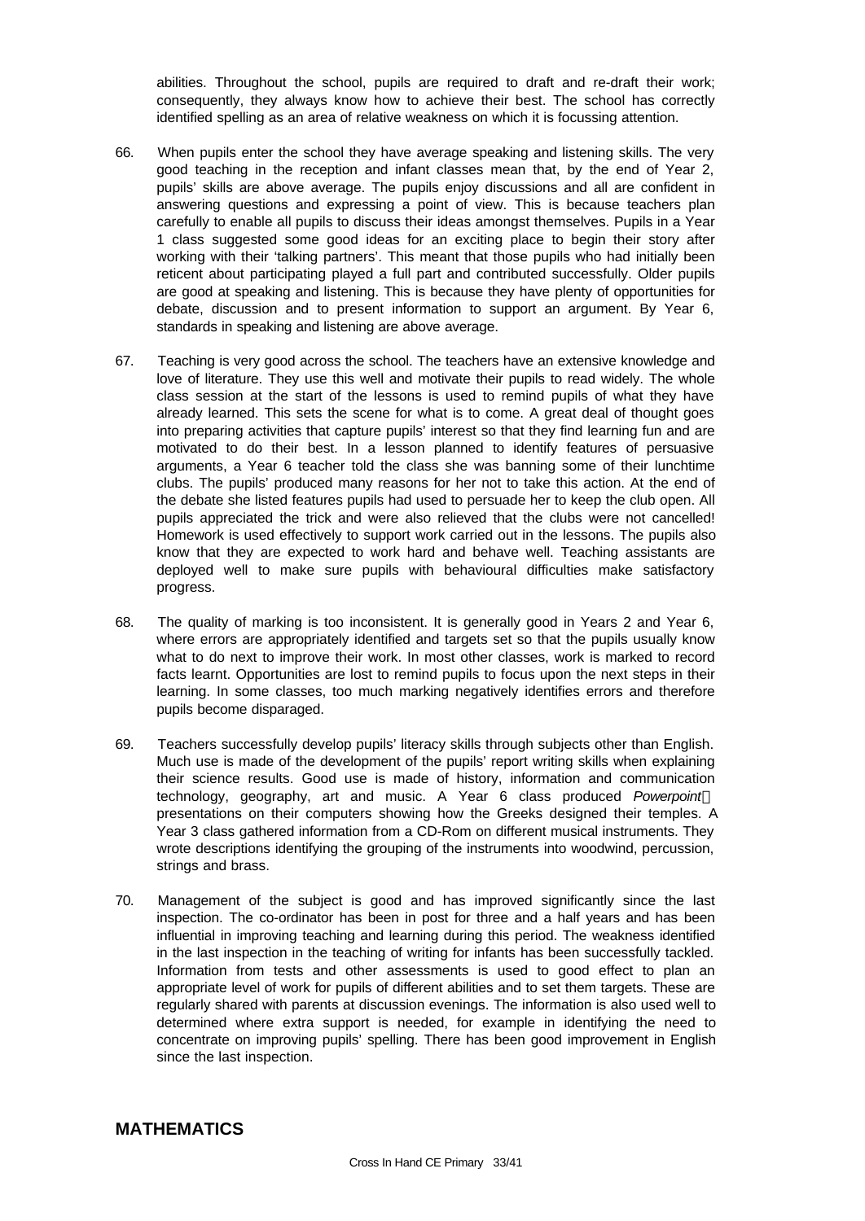abilities. Throughout the school, pupils are required to draft and re-draft their work; consequently, they always know how to achieve their best. The school has correctly identified spelling as an area of relative weakness on which it is focussing attention.

66. When pupils enter the school they have average speaking and listening skills. The very good teaching in the reception and infant classes mean that, by the end of Year 2, pupils' skills are above average. The pupils enjoy discussions and all are confident in answering questions and expressing a point of view. This is because teachers plan carefully to enable all pupils to discuss their ideas amongst themselves. Pupils in a Year 1 class suggested some good ideas for an exciting place to begin their story after working with their 'talking partners'. This meant that those pupils who had initially been reticent about participating played a full part and contributed successfully. Older pupils are good at speaking and listening. This is because they have plenty of opportunities for debate, discussion and to present information to support an argument. By Year 6, standards in speaking and listening are above average.

67. Teaching is very good across the school. The teachers have an extensive knowledge and love of literature. They use this well and motivate their pupils to read widely. The whole class session at the start of the lessons is used to remind pupils of what they have already learned. This sets the scene for what is to come. A great deal of thought goes into preparing activities that capture pupils' interest so that they find learning fun and are motivated to do their best. In a lesson planned to identify features of persuasive arguments, a Year 6 teacher told the class she was banning some of their lunchtime clubs. The pupils' produced many reasons for her not to take this action. At the end of the debate she listed features pupils had used to persuade her to keep the club open. All pupils appreciated the trick and were also relieved that the clubs were not cancelled! Homework is used effectively to support work carried out in the lessons. The pupils also know that they are expected to work hard and behave well. Teaching assistants are deployed well to make sure pupils with behavioural difficulties make satisfactory progress.

68. The quality of marking is too inconsistent. It is generally good in Years 2 and Year 6, where errors are appropriately identified and targets set so that the pupils usually know what to do next to improve their work. In most other classes, work is marked to record facts learnt. Opportunities are lost to remind pupils to focus upon the next steps in their learning. In some classes, too much marking negatively identifies errors and therefore pupils become disparaged.

69. Teachers successfully develop pupils' literacy skills through subjects other than English. Much use is made of the development of the pupils' report writing skills when explaining their science results. Good use is made of history, information and communication technology, geography, art and music. A Year 6 class produced *Powerpoint*™ presentations on their computers showing how the Greeks designed their temples. A Year 3 class gathered information from a CD-Rom on different musical instruments. They wrote descriptions identifying the grouping of the instruments into woodwind, percussion, strings and brass.

70. Management of the subject is good and has improved significantly since the last inspection. The co-ordinator has been in post for three and a half years and has been influential in improving teaching and learning during this period. The weakness identified in the last inspection in the teaching of writing for infants has been successfully tackled. Information from tests and other assessments is used to good effect to plan an appropriate level of work for pupils of different abilities and to set them targets. These are regularly shared with parents at discussion evenings. The information is also used well to determined where extra support is needed, for example in identifying the need to concentrate on improving pupils' spelling. There has been good improvement in English since the last inspection.

## MATHEMATICS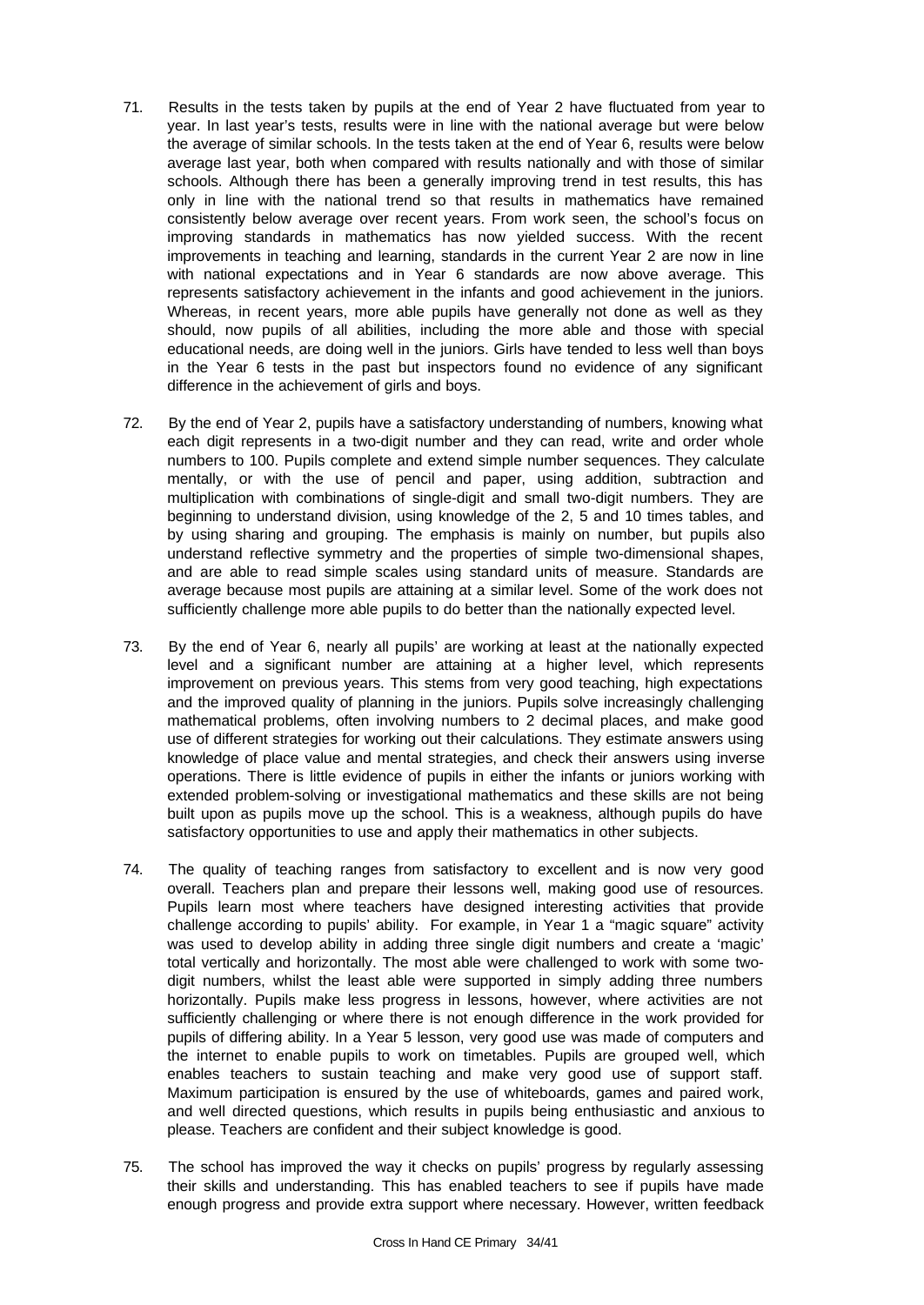71. Results in the tests taken by pupils at the end of Year 2 have fluctuated from year to year. In last year's tests, results were in line with the national average but were below the average of similar schools. In the tests taken at the end of Year 6, results were below average last year, both when compared with results nationally and with those of similar schools. Although there has been a generally improving trend in test results, this has only in line with the national trend so that results in mathematics have remained consistently below average over recent years. From work seen, the school's focus on improving standards in mathematics has now yielded success. With the recent improvements in teaching and learning, standards in the current Year 2 are now in line with national expectations and in Year 6 standards are now above average. This represents satisfactory achievement in the infants and good achievement in the juniors. Whereas, in recent years, more able pupils have generally not done as well as they should, now pupils of all abilities, including the more able and those with special educational needs, are doing well in the juniors. Girls have tended to less well than boys in the Year 6 tests in the past but inspectors found no evidence of any significant difference in the achievement of girls and boys.

72. By the end of Year 2, pupils have a satisfactory understanding of numbers, knowing what each digit represents in a two-digit number and they can read, write and order whole numbers to 100. Pupils complete and extend simple number sequences. They calculate mentally, or with the use of pencil and paper, using addition, subtraction and multiplication with combinations of single-digit and small two-digit numbers. They are beginning to understand division, using knowledge of the 2, 5 and 10 times tables, and by using sharing and grouping. The emphasis is mainly on number, but pupils also understand reflective symmetry and the properties of simple two-dimensional shapes, and are able to read simple scales using standard units of measure. Standards are average because most pupils are attaining at a similar level. Some of the work does not sufficiently challenge more able pupils to do better than the nationally expected level.

73. By the end of Year 6, nearly all pupils' are working at least at the nationally expected level and a significant number are attaining at a higher level, which represents improvement on previous years. This stems from very good teaching, high expectations and the improved quality of planning in the juniors. Pupils solve increasingly challenging mathematical problems, often involving numbers to 2 decimal places, and make good use of different strategies for working out their calculations. They estimate answers using knowledge of place value and mental strategies, and check their answers using inverse operations. There is little evidence of pupils in either the infants or juniors working with extended problem-solving or investigational mathematics and these skills are not being built upon as pupils move up the school. This is a weakness, although pupils do have satisfactory opportunities to use and apply their mathematics in other subjects.

74. The quality of teaching ranges from satisfactory to excellent and is now very good overall. Teachers plan and prepare their lessons well, making good use of resources. Pupils learn most where teachers have designed interesting activities that provide challenge according to pupils' ability. For example, in Year 1 a "magic square" activity was used to develop ability in adding three single digit numbers and create a 'magic' total vertically and horizontally. The most able were challenged to work with some two-digit numbers, whilst the least able were supported in simply adding three numbers horizontally. Pupils make less progress in lessons, however, where activities are not sufficiently challenging or where there is not enough difference in the work provided for pupils of differing ability. In a Year 5 lesson, very good use was made of computers and the internet to enable pupils to work on timetables. Pupils are grouped well, which enables teachers to sustain teaching and make very good use of support staff. Maximum participation is ensured by the use of whiteboards, games and paired work, and well directed questions, which results in pupils being enthusiastic and anxious to please. Teachers are confident and their subject knowledge is good.

75. The school has improved the way it checks on pupils' progress by regularly assessing their skills and understanding. This has enabled teachers to see if pupils have made enough progress and provide extra support where necessary. However, written feedback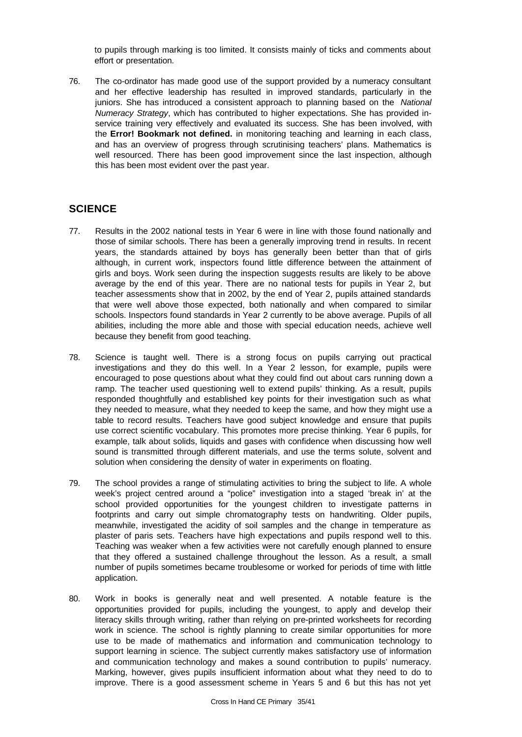to pupils through marking is too limited. It consists mainly of ticks and comments about effort or presentation.

76. The co-ordinator has made good use of the support provided by a numeracy consultant and her effective leadership has resulted in improved standards, particularly in the juniors. She has introduced a consistent approach to planning based on the *National Numeracy Strategy*, which has contributed to higher expectations. She has provided in-service training very effectively and evaluated its success. She has been involved, with the **Error! Bookmark not defined.** in monitoring teaching and learning in each class, and has an overview of progress through scrutinising teachers' plans. Mathematics is well resourced. There has been good improvement since the last inspection, although this has been most evident over the past year.

## SCIENCE

77. Results in the 2002 national tests in Year 6 were in line with those found nationally and those of similar schools. There has been a generally improving trend in results. In recent years, the standards attained by boys has generally been better than that of girls although, in current work, inspectors found little difference between the attainment of girls and boys. Work seen during the inspection suggests results are likely to be above average by the end of this year. There are no national tests for pupils in Year 2, but teacher assessments show that in 2002, by the end of Year 2, pupils attained standards that were well above those expected, both nationally and when compared to similar schools. Inspectors found standards in Year 2 currently to be above average. Pupils of all abilities, including the more able and those with special education needs, achieve well because they benefit from good teaching.

78. Science is taught well. There is a strong focus on pupils carrying out practical investigations and they do this well. In a Year 2 lesson, for example, pupils were encouraged to pose questions about what they could find out about cars running down a ramp. The teacher used questioning well to extend pupils' thinking. As a result, pupils responded thoughtfully and established key points for their investigation such as what they needed to measure, what they needed to keep the same, and how they might use a table to record results. Teachers have good subject knowledge and ensure that pupils use correct scientific vocabulary. This promotes more precise thinking. Year 6 pupils, for example, talk about solids, liquids and gases with confidence when discussing how well sound is transmitted through different materials, and use the terms solute, solvent and solution when considering the density of water in experiments on floating.

79. The school provides a range of stimulating activities to bring the subject to life. A whole week's project centred around a "police" investigation into a staged 'break in' at the school provided opportunities for the youngest children to investigate patterns in footprints and carry out simple chromatography tests on handwriting. Older pupils, meanwhile, investigated the acidity of soil samples and the change in temperature as plaster of paris sets. Teachers have high expectations and pupils respond well to this. Teaching was weaker when a few activities were not carefully enough planned to ensure that they offered a sustained challenge throughout the lesson. As a result, a small number of pupils sometimes became troublesome or worked for periods of time with little application.

80. Work in books is generally neat and well presented. A notable feature is the opportunities provided for pupils, including the youngest, to apply and develop their literacy skills through writing, rather than relying on pre-printed worksheets for recording work in science. The school is rightly planning to create similar opportunities for more use to be made of mathematics and information and communication technology to support learning in science. The subject currently makes satisfactory use of information and communication technology and makes a sound contribution to pupils' numeracy. Marking, however, gives pupils insufficient information about what they need to do to improve. There is a good assessment scheme in Years 5 and 6 but this has not yet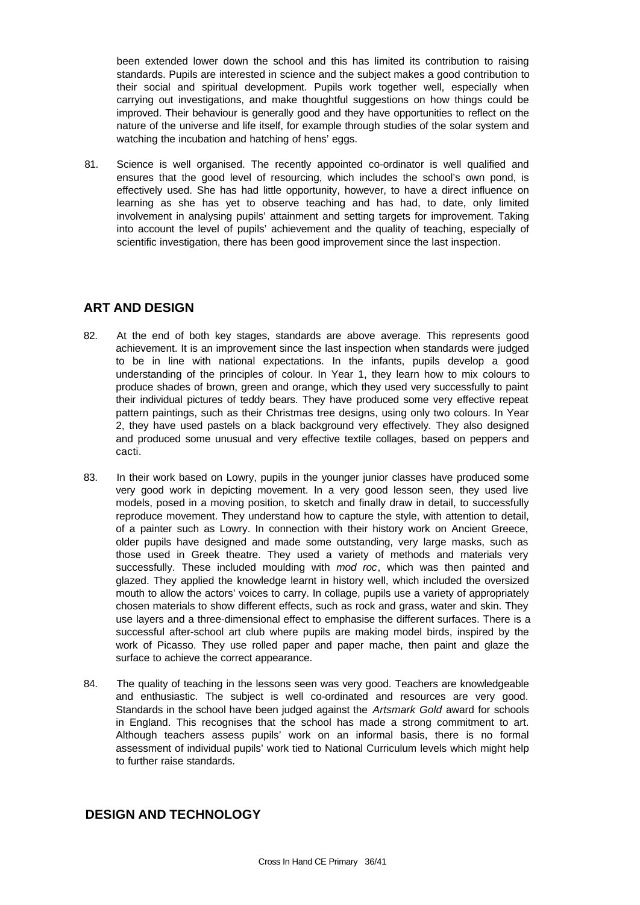been extended lower down the school and this has limited its contribution to raising standards. Pupils are interested in science and the subject makes a good contribution to their social and spiritual development. Pupils work together well, especially when carrying out investigations, and make thoughtful suggestions on how things could be improved. Their behaviour is generally good and they have opportunities to reflect on the nature of the universe and life itself, for example through studies of the solar system and watching the incubation and hatching of hens' eggs.

81. Science is well organised. The recently appointed co-ordinator is well qualified and ensures that the good level of resourcing, which includes the school's own pond, is effectively used. She has had little opportunity, however, to have a direct influence on learning as she has yet to observe teaching and has had, to date, only limited involvement in analysing pupils' attainment and setting targets for improvement. Taking into account the level of pupils' achievement and the quality of teaching, especially of scientific investigation, there has been good improvement since the last inspection.

## ART AND DESIGN

82. At the end of both key stages, standards are above average. This represents good achievement. It is an improvement since the last inspection when standards were judged to be in line with national expectations. In the infants, pupils develop a good understanding of the principles of colour. In Year 1, they learn how to mix colours to produce shades of brown, green and orange, which they used very successfully to paint their individual pictures of teddy bears. They have produced some very effective repeat pattern paintings, such as their Christmas tree designs, using only two colours. In Year 2, they have used pastels on a black background very effectively. They also designed and produced some unusual and very effective textile collages, based on peppers and cacti.

83. In their work based on Lowry, pupils in the younger junior classes have produced some very good work in depicting movement. In a very good lesson seen, they used live models, posed in a moving position, to sketch and finally draw in detail, to successfully reproduce movement. They understand how to capture the style, with attention to detail, of a painter such as Lowry. In connection with their history work on Ancient Greece, older pupils have designed and made some outstanding, very large masks, such as those used in Greek theatre. They used a variety of methods and materials very successfully. These included moulding with *mod roc*, which was then painted and glazed. They applied the knowledge learnt in history well, which included the oversized mouth to allow the actors' voices to carry. In collage, pupils use a variety of appropriately chosen materials to show different effects, such as rock and grass, water and skin. They use layers and a three-dimensional effect to emphasise the different surfaces. There is a successful after-school art club where pupils are making model birds, inspired by the work of Picasso. They use rolled paper and paper mache, then paint and glaze the surface to achieve the correct appearance.

84. The quality of teaching in the lessons seen was very good. Teachers are knowledgeable and enthusiastic. The subject is well co-ordinated and resources are very good. Standards in the school have been judged against the *Artsmark Gold* award for schools in England. This recognises that the school has made a strong commitment to art. Although teachers assess pupils' work on an informal basis, there is no formal assessment of individual pupils' work tied to National Curriculum levels which might help to further raise standards.

## DESIGN AND TECHNOLOGY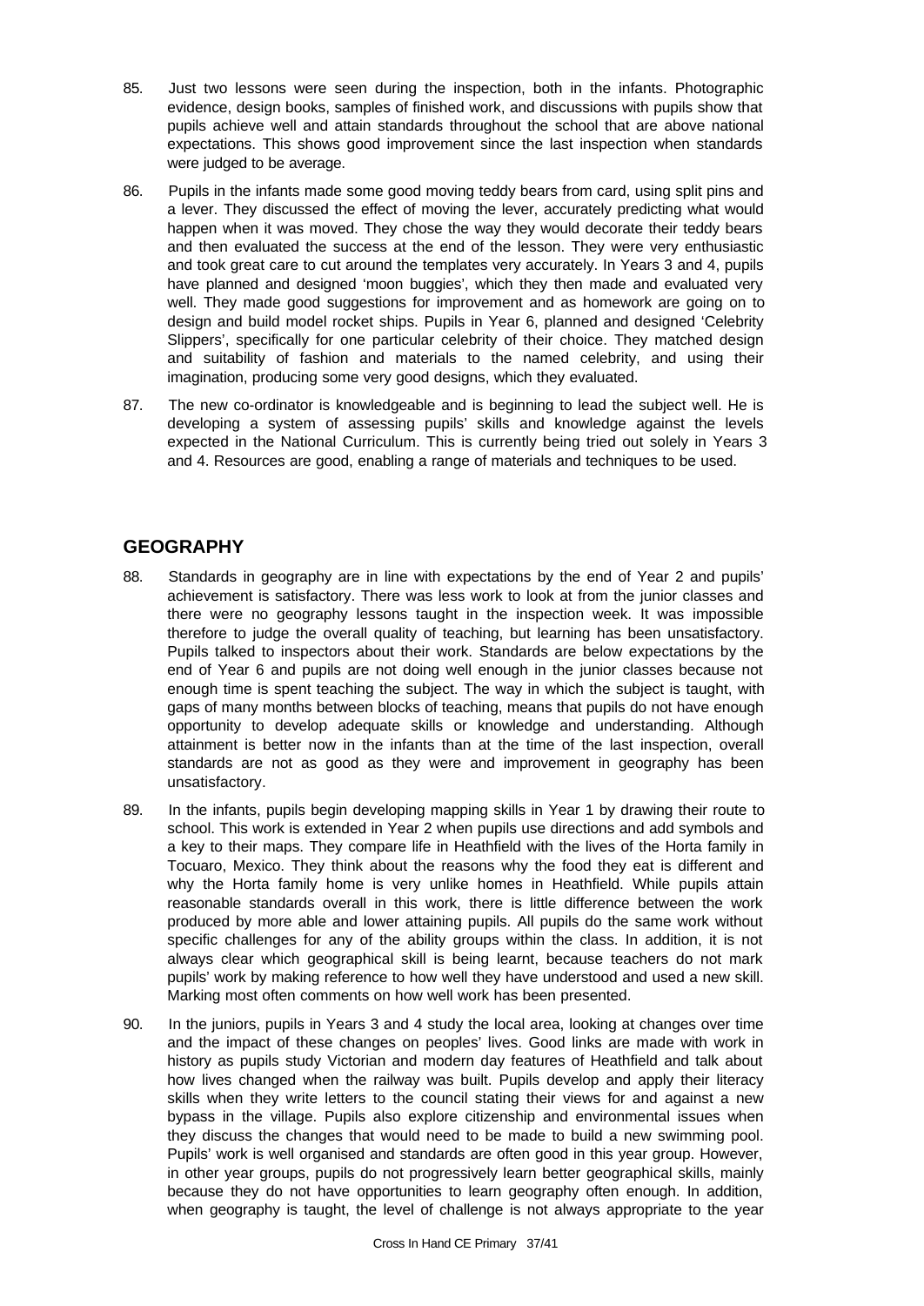85. Just two lessons were seen during the inspection, both in the infants. Photographic evidence, design books, samples of finished work, and discussions with pupils show that pupils achieve well and attain standards throughout the school that are above national expectations. This shows good improvement since the last inspection when standards were judged to be average.

86. Pupils in the infants made some good moving teddy bears from card, using split pins and a lever. They discussed the effect of moving the lever, accurately predicting what would happen when it was moved. They chose the way they would decorate their teddy bears and then evaluated the success at the end of the lesson. They were very enthusiastic and took great care to cut around the templates very accurately. In Years 3 and 4, pupils have planned and designed 'moon buggies', which they then made and evaluated very well. They made good suggestions for improvement and as homework are going on to design and build model rocket ships. Pupils in Year 6, planned and designed 'Celebrity Slippers', specifically for one particular celebrity of their choice. They matched design and suitability of fashion and materials to the named celebrity, and using their imagination, producing some very good designs, which they evaluated.

87. The new co-ordinator is knowledgeable and is beginning to lead the subject well. He is developing a system of assessing pupils' skills and knowledge against the levels expected in the National Curriculum. This is currently being tried out solely in Years 3 and 4. Resources are good, enabling a range of materials and techniques to be used.

## GEOGRAPHY

88. Standards in geography are in line with expectations by the end of Year 2 and pupils' achievement is satisfactory. There was less work to look at from the junior classes and there were no geography lessons taught in the inspection week. It was impossible therefore to judge the overall quality of teaching, but learning has been unsatisfactory. Pupils talked to inspectors about their work. Standards are below expectations by the end of Year 6 and pupils are not doing well enough in the junior classes because not enough time is spent teaching the subject. The way in which the subject is taught, with gaps of many months between blocks of teaching, means that pupils do not have enough opportunity to develop adequate skills or knowledge and understanding. Although attainment is better now in the infants than at the time of the last inspection, overall standards are not as good as they were and improvement in geography has been unsatisfactory.

89. In the infants, pupils begin developing mapping skills in Year 1 by drawing their route to school. This work is extended in Year 2 when pupils use directions and add symbols and a key to their maps. They compare life in Heathfield with the lives of the Horta family in Tocuaro, Mexico. They think about the reasons why the food they eat is different and why the Horta family home is very unlike homes in Heathfield. While pupils attain reasonable standards overall in this work, there is little difference between the work produced by more able and lower attaining pupils. All pupils do the same work without specific challenges for any of the ability groups within the class. In addition, it is not always clear which geographical skill is being learnt, because teachers do not mark pupils' work by making reference to how well they have understood and used a new skill. Marking most often comments on how well work has been presented.

90. In the juniors, pupils in Years 3 and 4 study the local area, looking at changes over time and the impact of these changes on peoples' lives. Good links are made with work in history as pupils study Victorian and modern day features of Heathfield and talk about how lives changed when the railway was built. Pupils develop and apply their literacy skills when they write letters to the council stating their views for and against a new bypass in the village. Pupils also explore citizenship and environmental issues when they discuss the changes that would need to be made to build a new swimming pool. Pupils' work is well organised and standards are often good in this year group. However, in other year groups, pupils do not progressively learn better geographical skills, mainly because they do not have opportunities to learn geography often enough. In addition, when geography is taught, the level of challenge is not always appropriate to the year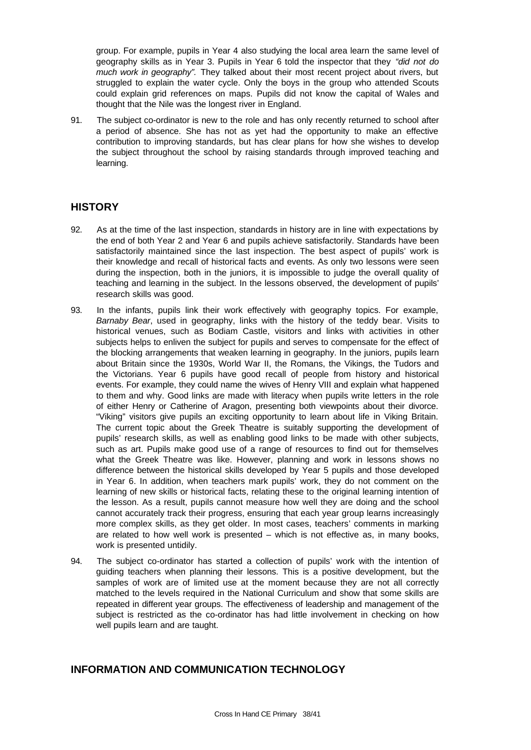group. For example, pupils in Year 4 also studying the local area learn the same level of geography skills as in Year 3. Pupils in Year 6 told the inspector that they *"did not do much work in geography".* They talked about their most recent project about rivers, but struggled to explain the water cycle. Only the boys in the group who attended Scouts could explain grid references on maps. Pupils did not know the capital of Wales and thought that the Nile was the longest river in England.

91. The subject co-ordinator is new to the role and has only recently returned to school after a period of absence. She has not as yet had the opportunity to make an effective contribution to improving standards, but has clear plans for how she wishes to develop the subject throughout the school by raising standards through improved teaching and learning.

## HISTORY

92. As at the time of the last inspection, standards in history are in line with expectations by the end of both Year 2 and Year 6 and pupils achieve satisfactorily. Standards have been satisfactorily maintained since the last inspection. The best aspect of pupils' work is their knowledge and recall of historical facts and events. As only two lessons were seen during the inspection, both in the juniors, it is impossible to judge the overall quality of teaching and learning in the subject. In the lessons observed, the development of pupils' research skills was good.

93. In the infants, pupils link their work effectively with geography topics. For example, *Barnaby Bear*, used in geography, links with the history of the teddy bear. Visits to historical venues, such as Bodiam Castle, visitors and links with activities in other subjects helps to enliven the subject for pupils and serves to compensate for the effect of the blocking arrangements that weaken learning in geography. In the juniors, pupils learn about Britain since the 1930s, World War II, the Romans, the Vikings, the Tudors and the Victorians. Year 6 pupils have good recall of people from history and historical events. For example, they could name the wives of Henry VIII and explain what happened to them and why. Good links are made with literacy when pupils write letters in the role of either Henry or Catherine of Aragon, presenting both viewpoints about their divorce. "Viking" visitors give pupils an exciting opportunity to learn about life in Viking Britain. The current topic about the Greek Theatre is suitably supporting the development of pupils' research skills, as well as enabling good links to be made with other subjects, such as art. Pupils make good use of a range of resources to find out for themselves what the Greek Theatre was like. However, planning and work in lessons shows no difference between the historical skills developed by Year 5 pupils and those developed in Year 6. In addition, when teachers mark pupils' work, they do not comment on the learning of new skills or historical facts, relating these to the original learning intention of the lesson. As a result, pupils cannot measure how well they are doing and the school cannot accurately track their progress, ensuring that each year group learns increasingly more complex skills, as they get older. In most cases, teachers' comments in marking are related to how well work is presented – which is not effective as, in many books, work is presented untidily.

94. The subject co-ordinator has started a collection of pupils' work with the intention of guiding teachers when planning their lessons. This is a positive development, but the samples of work are of limited use at the moment because they are not all correctly matched to the levels required in the National Curriculum and show that some skills are repeated in different year groups. The effectiveness of leadership and management of the subject is restricted as the co-ordinator has had little involvement in checking on how well pupils learn and are taught.

## INFORMATION AND COMMUNICATION TECHNOLOGY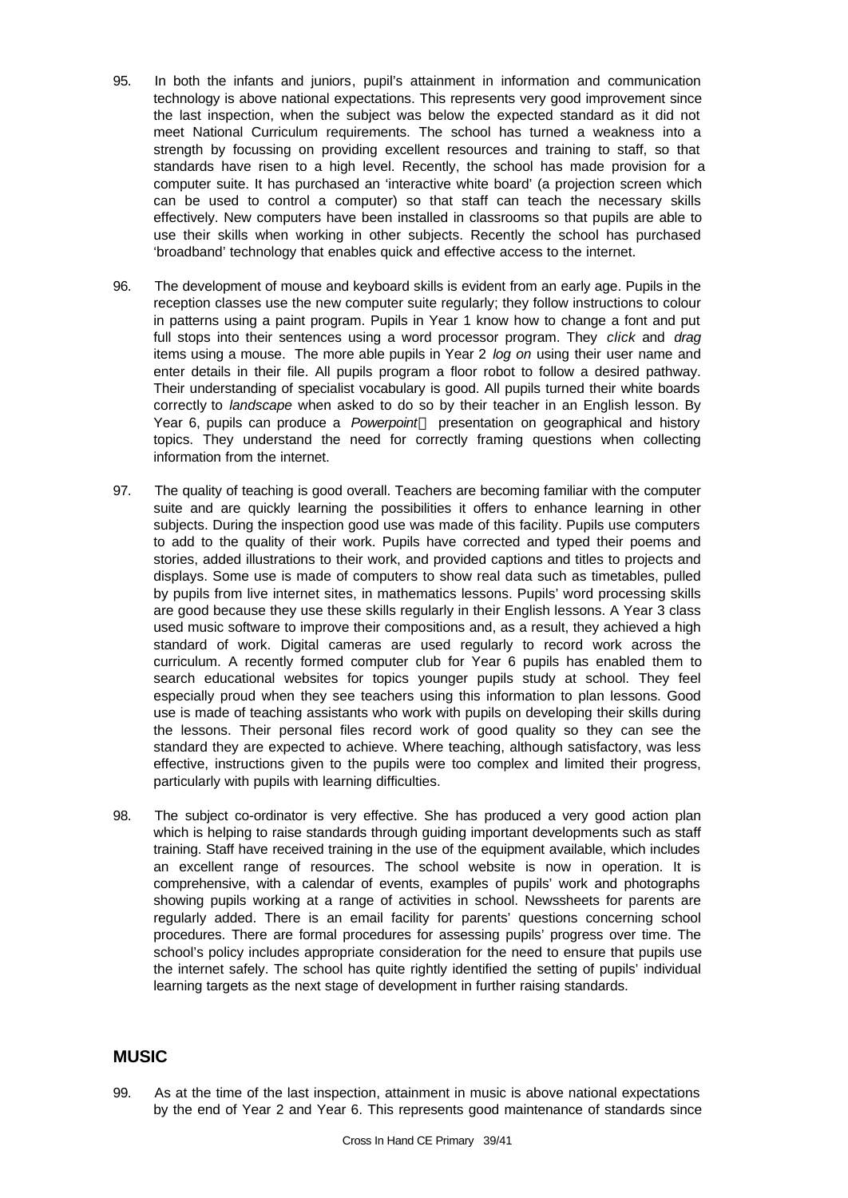95. In both the infants and juniors, pupil's attainment in information and communication technology is above national expectations. This represents very good improvement since the last inspection, when the subject was below the expected standard as it did not meet National Curriculum requirements. The school has turned a weakness into a strength by focussing on providing excellent resources and training to staff, so that standards have risen to a high level. Recently, the school has made provision for a computer suite. It has purchased an 'interactive white board' (a projection screen which can be used to control a computer) so that staff can teach the necessary skills effectively. New computers have been installed in classrooms so that pupils are able to use their skills when working in other subjects. Recently the school has purchased 'broadband' technology that enables quick and effective access to the internet.

96. The development of mouse and keyboard skills is evident from an early age. Pupils in the reception classes use the new computer suite regularly; they follow instructions to colour in patterns using a paint program. Pupils in Year 1 know how to change a font and put full stops into their sentences using a word processor program. They *click* and *drag* items using a mouse. The more able pupils in Year 2 *log on* using their user name and enter details in their file. All pupils program a floor robot to follow a desired pathway. Their understanding of specialist vocabulary is good. All pupils turned their white boards correctly to *landscape* when asked to do so by their teacher in an English lesson. By Year 6, pupils can produce a *Powerpoint*™ presentation on geographical and history topics. They understand the need for correctly framing questions when collecting information from the internet.

97. The quality of teaching is good overall. Teachers are becoming familiar with the computer suite and are quickly learning the possibilities it offers to enhance learning in other subjects. During the inspection good use was made of this facility. Pupils use computers to add to the quality of their work. Pupils have corrected and typed their poems and stories, added illustrations to their work, and provided captions and titles to projects and displays. Some use is made of computers to show real data such as timetables, pulled by pupils from live internet sites, in mathematics lessons. Pupils' word processing skills are good because they use these skills regularly in their English lessons. A Year 3 class used music software to improve their compositions and, as a result, they achieved a high standard of work. Digital cameras are used regularly to record work across the curriculum. A recently formed computer club for Year 6 pupils has enabled them to search educational websites for topics younger pupils study at school. They feel especially proud when they see teachers using this information to plan lessons. Good use is made of teaching assistants who work with pupils on developing their skills during the lessons. Their personal files record work of good quality so they can see the standard they are expected to achieve. Where teaching, although satisfactory, was less effective, instructions given to the pupils were too complex and limited their progress, particularly with pupils with learning difficulties.

98. The subject co-ordinator is very effective. She has produced a very good action plan which is helping to raise standards through guiding important developments such as staff training. Staff have received training in the use of the equipment available, which includes an excellent range of resources. The school website is now in operation. It is comprehensive, with a calendar of events, examples of pupils' work and photographs showing pupils working at a range of activities in school. Newssheets for parents are regularly added. There is an email facility for parents' questions concerning school procedures. There are formal procedures for assessing pupils' progress over time. The school's policy includes appropriate consideration for the need to ensure that pupils use the internet safely. The school has quite rightly identified the setting of pupils' individual learning targets as the next stage of development in further raising standards.

## MUSIC

99. As at the time of the last inspection, attainment in music is above national expectations by the end of Year 2 and Year 6. This represents good maintenance of standards since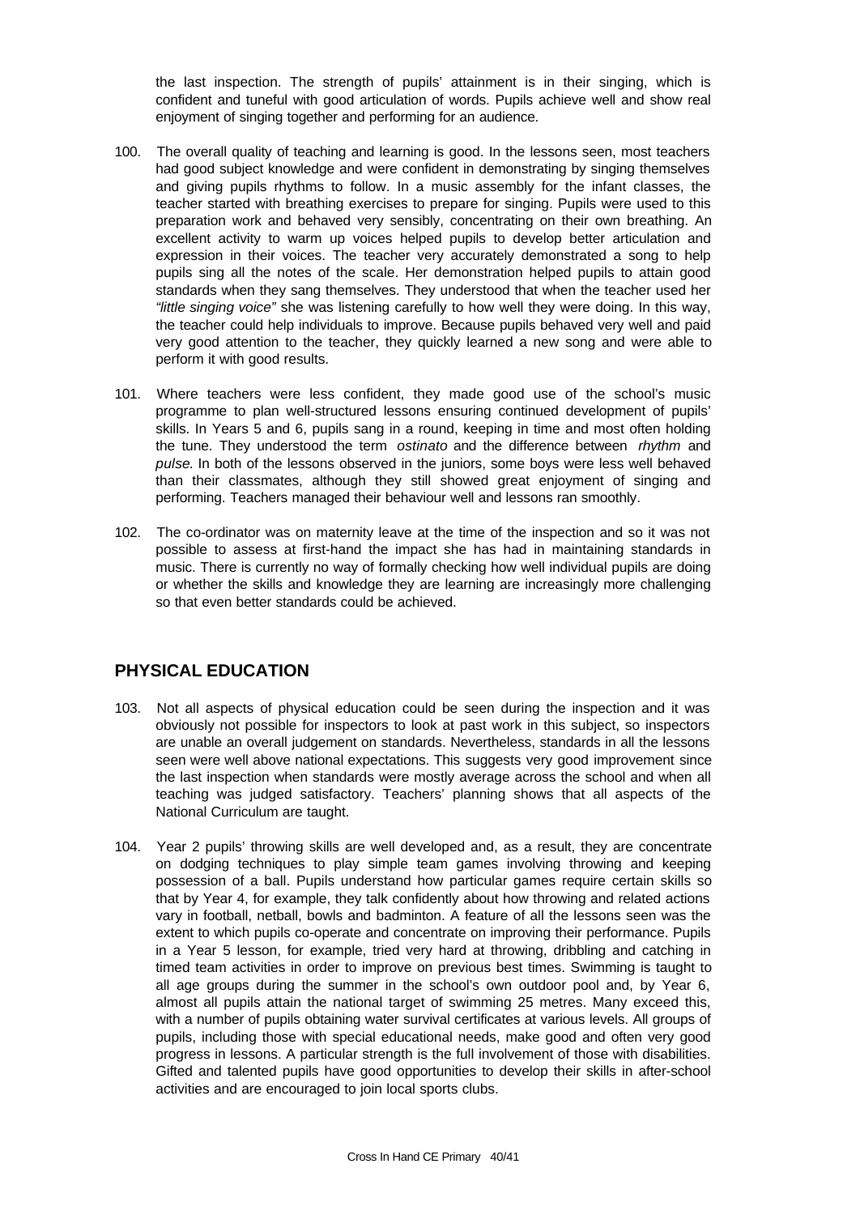the last inspection. The strength of pupils' attainment is in their singing, which is confident and tuneful with good articulation of words. Pupils achieve well and show real enjoyment of singing together and performing for an audience.

100. The overall quality of teaching and learning is good. In the lessons seen, most teachers had good subject knowledge and were confident in demonstrating by singing themselves and giving pupils rhythms to follow. In a music assembly for the infant classes, the teacher started with breathing exercises to prepare for singing. Pupils were used to this preparation work and behaved very sensibly, concentrating on their own breathing. An excellent activity to warm up voices helped pupils to develop better articulation and expression in their voices. The teacher very accurately demonstrated a song to help pupils sing all the notes of the scale. Her demonstration helped pupils to attain good standards when they sang themselves. They understood that when the teacher used her *"little singing voice"* she was listening carefully to how well they were doing. In this way, the teacher could help individuals to improve. Because pupils behaved very well and paid very good attention to the teacher, they quickly learned a new song and were able to perform it with good results.

101. Where teachers were less confident, they made good use of the school's music programme to plan well-structured lessons ensuring continued development of pupils' skills. In Years 5 and 6, pupils sang in a round, keeping in time and most often holding the tune. They understood the term *ostinato* and the difference between *rhythm* and *pulse.* In both of the lessons observed in the juniors, some boys were less well behaved than their classmates, although they still showed great enjoyment of singing and performing. Teachers managed their behaviour well and lessons ran smoothly.

102. The co-ordinator was on maternity leave at the time of the inspection and so it was not possible to assess at first-hand the impact she has had in maintaining standards in music. There is currently no way of formally checking how well individual pupils are doing or whether the skills and knowledge they are learning are increasingly more challenging so that even better standards could be achieved.

## PHYSICAL EDUCATION

103. Not all aspects of physical education could be seen during the inspection and it was obviously not possible for inspectors to look at past work in this subject, so inspectors are unable an overall judgement on standards. Nevertheless, standards in all the lessons seen were well above national expectations. This suggests very good improvement since the last inspection when standards were mostly average across the school and when all teaching was judged satisfactory. Teachers' planning shows that all aspects of the National Curriculum are taught.

104. Year 2 pupils' throwing skills are well developed and, as a result, they are concentrate on dodging techniques to play simple team games involving throwing and keeping possession of a ball. Pupils understand how particular games require certain skills so that by Year 4, for example, they talk confidently about how throwing and related actions vary in football, netball, bowls and badminton. A feature of all the lessons seen was the extent to which pupils co-operate and concentrate on improving their performance. Pupils in a Year 5 lesson, for example, tried very hard at throwing, dribbling and catching in timed team activities in order to improve on previous best times. Swimming is taught to all age groups during the summer in the school's own outdoor pool and, by Year 6, almost all pupils attain the national target of swimming 25 metres. Many exceed this, with a number of pupils obtaining water survival certificates at various levels. All groups of pupils, including those with special educational needs, make good and often very good progress in lessons. A particular strength is the full involvement of those with disabilities. Gifted and talented pupils have good opportunities to develop their skills in after-school activities and are encouraged to join local sports clubs.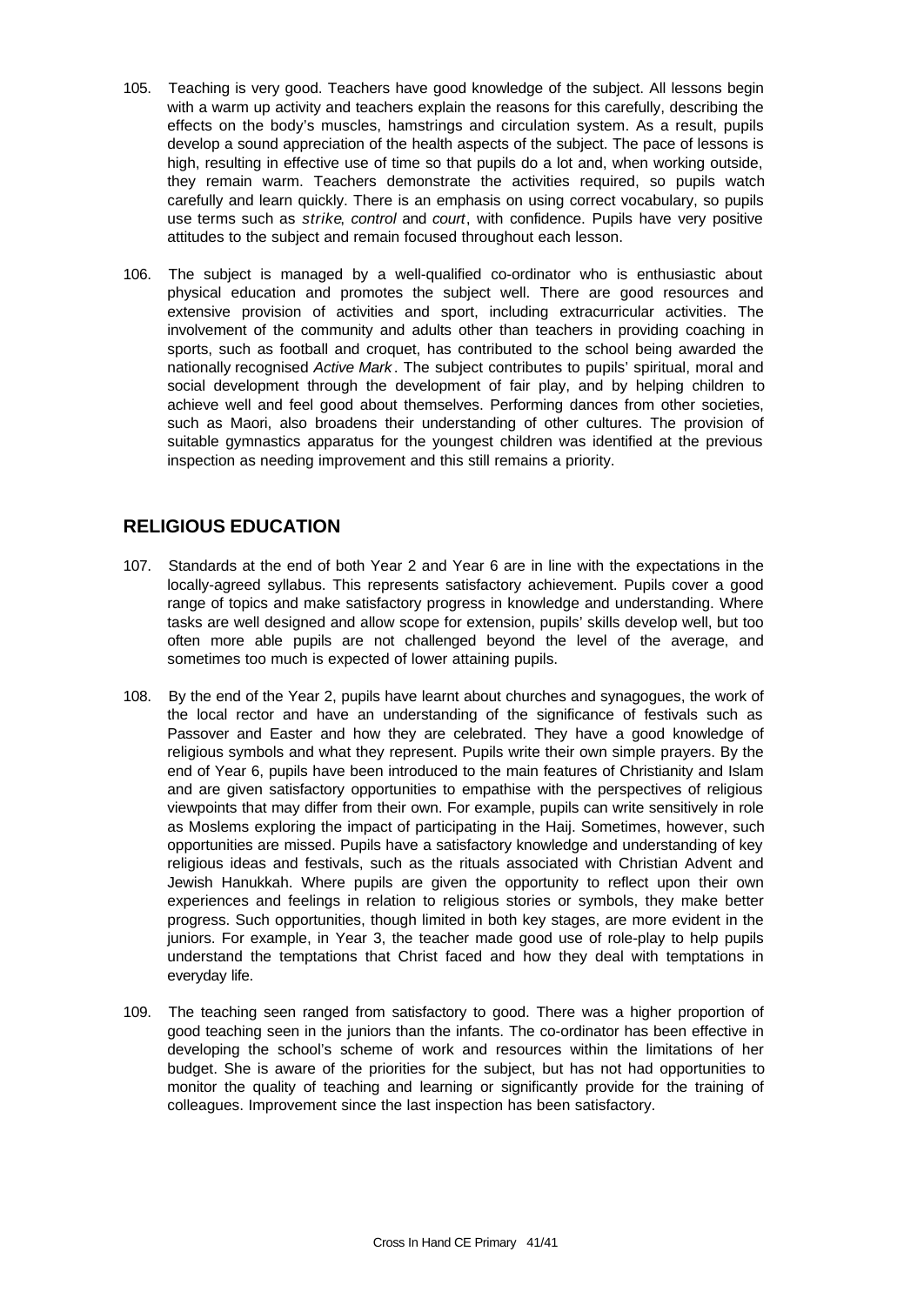105. Teaching is very good. Teachers have good knowledge of the subject. All lessons begin with a warm up activity and teachers explain the reasons for this carefully, describing the effects on the body's muscles, hamstrings and circulation system. As a result, pupils develop a sound appreciation of the health aspects of the subject. The pace of lessons is high, resulting in effective use of time so that pupils do a lot and, when working outside, they remain warm. Teachers demonstrate the activities required, so pupils watch carefully and learn quickly. There is an emphasis on using correct vocabulary, so pupils use terms such as *strike*, *control* and *court*, with confidence. Pupils have very positive attitudes to the subject and remain focused throughout each lesson.

106. The subject is managed by a well-qualified co-ordinator who is enthusiastic about physical education and promotes the subject well. There are good resources and extensive provision of activities and sport, including extracurricular activities. The involvement of the community and adults other than teachers in providing coaching in sports, such as football and croquet, has contributed to the school being awarded the nationally recognised *Active Mark*. The subject contributes to pupils' spiritual, moral and social development through the development of fair play, and by helping children to achieve well and feel good about themselves. Performing dances from other societies, such as Maori, also broadens their understanding of other cultures. The provision of suitable gymnastics apparatus for the youngest children was identified at the previous inspection as needing improvement and this still remains a priority.

## RELIGIOUS EDUCATION

107. Standards at the end of both Year 2 and Year 6 are in line with the expectations in the locally-agreed syllabus. This represents satisfactory achievement. Pupils cover a good range of topics and make satisfactory progress in knowledge and understanding. Where tasks are well designed and allow scope for extension, pupils' skills develop well, but too often more able pupils are not challenged beyond the level of the average, and sometimes too much is expected of lower attaining pupils.

108. By the end of the Year 2, pupils have learnt about churches and synagogues, the work of the local rector and have an understanding of the significance of festivals such as Passover and Easter and how they are celebrated. They have a good knowledge of religious symbols and what they represent. Pupils write their own simple prayers. By the end of Year 6, pupils have been introduced to the main features of Christianity and Islam and are given satisfactory opportunities to empathise with the perspectives of religious viewpoints that may differ from their own. For example, pupils can write sensitively in role as Moslems exploring the impact of participating in the Haij. Sometimes, however, such opportunities are missed. Pupils have a satisfactory knowledge and understanding of key religious ideas and festivals, such as the rituals associated with Christian Advent and Jewish Hanukkah. Where pupils are given the opportunity to reflect upon their own experiences and feelings in relation to religious stories or symbols, they make better progress. Such opportunities, though limited in both key stages, are more evident in the juniors. For example, in Year 3, the teacher made good use of role-play to help pupils understand the temptations that Christ faced and how they deal with temptations in everyday life.

109. The teaching seen ranged from satisfactory to good. There was a higher proportion of good teaching seen in the juniors than the infants. The co-ordinator has been effective in developing the school's scheme of work and resources within the limitations of her budget. She is aware of the priorities for the subject, but has not had opportunities to monitor the quality of teaching and learning or significantly provide for the training of colleagues. Improvement since the last inspection has been satisfactory.